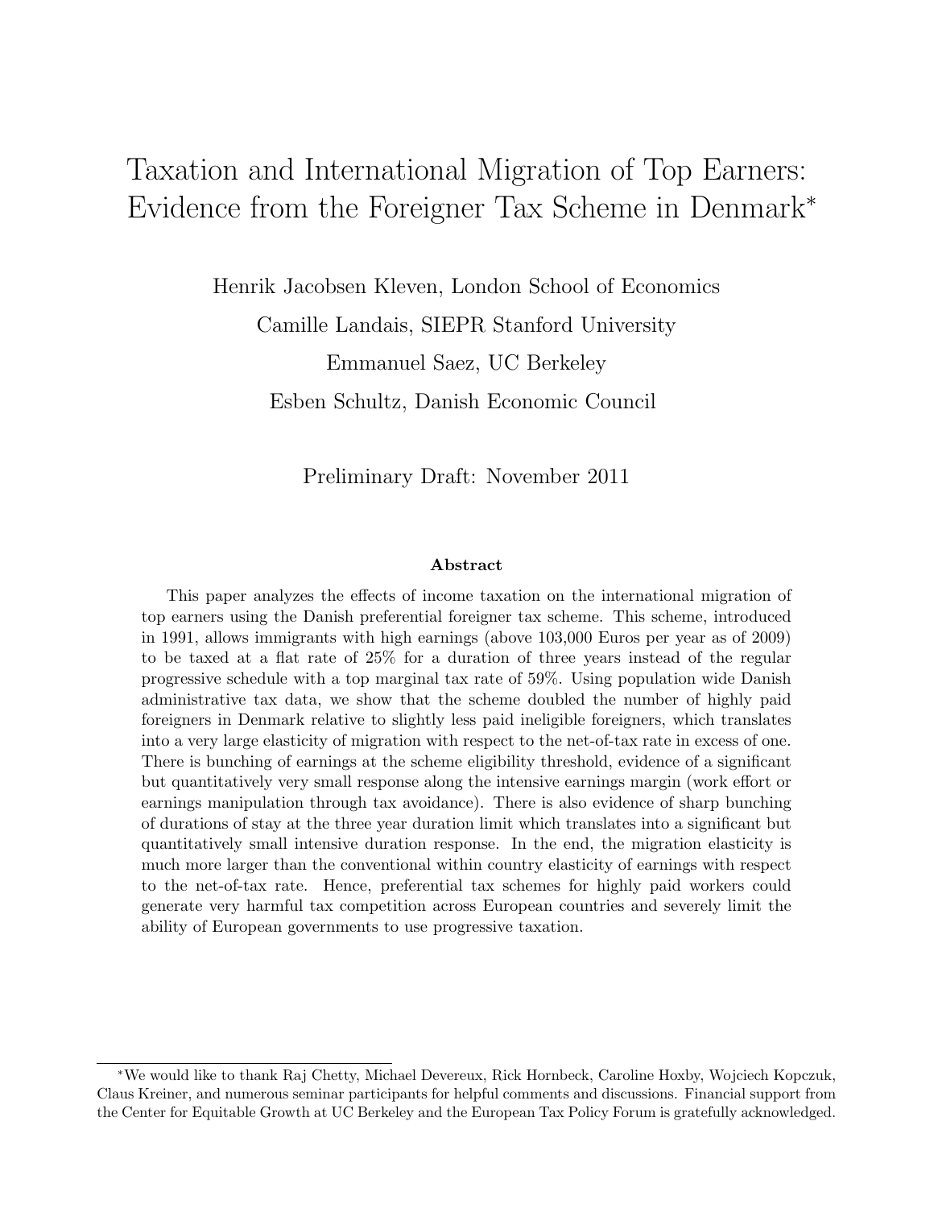# Taxation and International Migration of Top Earners: Evidence from the Foreigner Tax Scheme in Denmark*

Henrik Jacobsen Kleven, London School of Economics

Camille Landais, SIEPR Stanford University

Emmanuel Saez, UC Berkeley

Esben Schultz, Danish Economic Council

Preliminary Draft: November 2011

### Abstract

This paper analyzes the effects of income taxation on the international migration of top earners using the Danish preferential foreigner tax scheme. This scheme, introduced in 1991, allows immigrants with high earnings (above 103,000 Euros per year as of 2009) to be taxed at a flat rate of 25% for a duration of three years instead of the regular progressive schedule with a top marginal tax rate of 59%. Using population wide Danish administrative tax data, we show that the scheme doubled the number of highly paid foreigners in Denmark relative to slightly less paid ineligible foreigners, which translates into a very large elasticity of migration with respect to the net-of-tax rate in excess of one. There is bunching of earnings at the scheme eligibility threshold, evidence of a significant but quantitatively very small response along the intensive earnings margin (work effort or earnings manipulation through tax avoidance). There is also evidence of sharp bunching of durations of stay at the three year duration limit which translates into a significant but quantitatively small intensive duration response. In the end, the migration elasticity is much more larger than the conventional within country elasticity of earnings with respect to the net-of-tax rate. Hence, preferential tax schemes for highly paid workers could generate very harmful tax competition across European countries and severely limit the ability of European governments to use progressive taxation.

*We would like to thank Raj Chetty, Michael Devereux, Rick Hornbeck, Caroline Hoxby, Wojciech Kopczuk, Claus Kreiner, and numerous seminar participants for helpful comments and discussions. Financial support from the Center for Equitable Growth at UC Berkeley and the European Tax Policy Forum is gratefully acknowledged.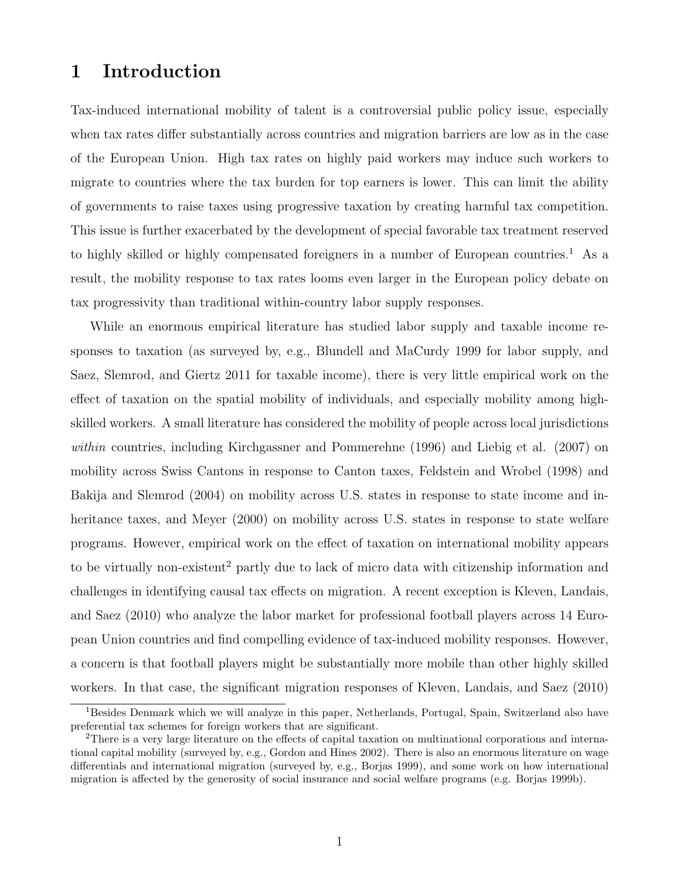# 1 Introduction

Tax-induced international mobility of talent is a controversial public policy issue, especially when tax rates differ substantially across countries and migration barriers are low as in the case of the European Union. High tax rates on highly paid workers may induce such workers to migrate to countries where the tax burden for top earners is lower. This can limit the ability of governments to raise taxes using progressive taxation by creating harmful tax competition. This issue is further exacerbated by the development of special favorable tax treatment reserved to highly skilled or highly compensated foreigners in a number of European countries.[1] As a result, the mobility response to tax rates looms even larger in the European policy debate on tax progressivity than traditional within-country labor supply responses.

While an enormous empirical literature has studied labor supply and taxable income responses to taxation (as surveyed by, e.g., Blundell and MaCurdy 1999 for labor supply, and Saez, Slemrod, and Giertz 2011 for taxable income), there is very little empirical work on the effect of taxation on the spatial mobility of individuals, and especially mobility among high-skilled workers. A small literature has considered the mobility of people across local jurisdictions *within* countries, including Kirchgassner and Pommerehne (1996) and Liebig et al. (2007) on mobility across Swiss Cantons in response to Canton taxes, Feldstein and Wrobel (1998) and Bakija and Slemrod (2004) on mobility across U.S. states in response to state income and inheritance taxes, and Meyer (2000) on mobility across U.S. states in response to state welfare programs. However, empirical work on the effect of taxation on international mobility appears to be virtually non-existent[2] partly due to lack of micro data with citizenship information and challenges in identifying causal tax effects on migration. A recent exception is Kleven, Landais, and Saez (2010) who analyze the labor market for professional football players across 14 European Union countries and find compelling evidence of tax-induced mobility responses. However, a concern is that football players might be substantially more mobile than other highly skilled workers. In that case, the significant migration responses of Kleven, Landais, and Saez (2010)

[1] Besides Denmark which we will analyze in this paper, Netherlands, Portugal, Spain, Switzerland also have preferential tax schemes for foreign workers that are significant.

[2] There is a very large literature on the effects of capital taxation on multinational corporations and international capital mobility (surveyed by, e.g., Gordon and Hines 2002). There is also an enormous literature on wage differentials and international migration (surveyed by, e.g., Borjas 1999), and some work on how international migration is affected by the generosity of social insurance and social welfare programs (e.g. Borjas 1999b).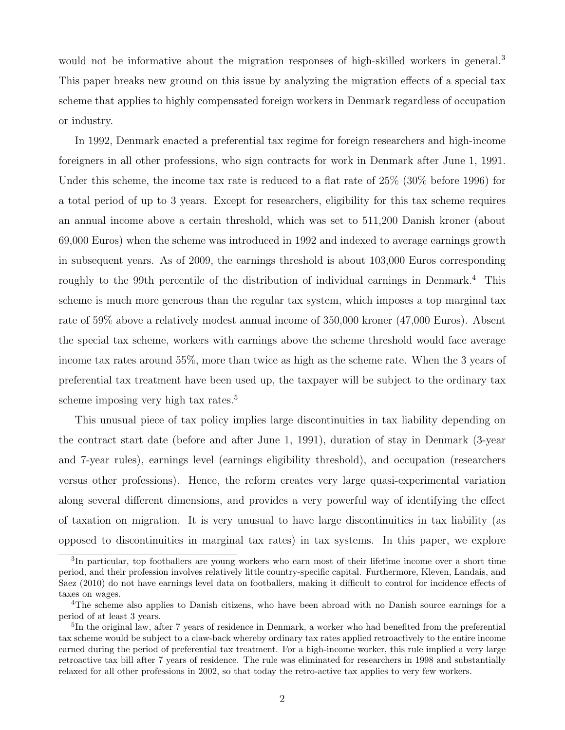would not be informative about the migration responses of high-skilled workers in general.[3] This paper breaks new ground on this issue by analyzing the migration effects of a special tax scheme that applies to highly compensated foreign workers in Denmark regardless of occupation or industry.

In 1992, Denmark enacted a preferential tax regime for foreign researchers and high-income foreigners in all other professions, who sign contracts for work in Denmark after June 1, 1991. Under this scheme, the income tax rate is reduced to a flat rate of 25% (30% before 1996) for a total period of up to 3 years. Except for researchers, eligibility for this tax scheme requires an annual income above a certain threshold, which was set to 511,200 Danish kroner (about 69,000 Euros) when the scheme was introduced in 1992 and indexed to average earnings growth in subsequent years. As of 2009, the earnings threshold is about 103,000 Euros corresponding roughly to the 99th percentile of the distribution of individual earnings in Denmark.[4] This scheme is much more generous than the regular tax system, which imposes a top marginal tax rate of 59% above a relatively modest annual income of 350,000 kroner (47,000 Euros). Absent the special tax scheme, workers with earnings above the scheme threshold would face average income tax rates around 55%, more than twice as high as the scheme rate. When the 3 years of preferential tax treatment have been used up, the taxpayer will be subject to the ordinary tax scheme imposing very high tax rates.[5]

This unusual piece of tax policy implies large discontinuities in tax liability depending on the contract start date (before and after June 1, 1991), duration of stay in Denmark (3-year and 7-year rules), earnings level (earnings eligibility threshold), and occupation (researchers versus other professions). Hence, the reform creates very large quasi-experimental variation along several different dimensions, and provides a very powerful way of identifying the effect of taxation on migration. It is very unusual to have large discontinuities in tax liability (as opposed to discontinuities in marginal tax rates) in tax systems. In this paper, we explore

[3] In particular, top footballers are young workers who earn most of their lifetime income over a short time period, and their profession involves relatively little country-specific capital. Furthermore, Kleven, Landais, and Saez (2010) do not have earnings level data on footballers, making it difficult to control for incidence effects of taxes on wages.

[4] The scheme also applies to Danish citizens, who have been abroad with no Danish source earnings for a period of at least 3 years.

[5] In the original law, after 7 years of residence in Denmark, a worker who had benefited from the preferential tax scheme would be subject to a claw-back whereby ordinary tax rates applied retroactively to the entire income earned during the period of preferential tax treatment. For a high-income worker, this rule implied a very large retroactive tax bill after 7 years of residence. The rule was eliminated for researchers in 1998 and substantially relaxed for all other professions in 2002, so that today the retro-active tax applies to very few workers.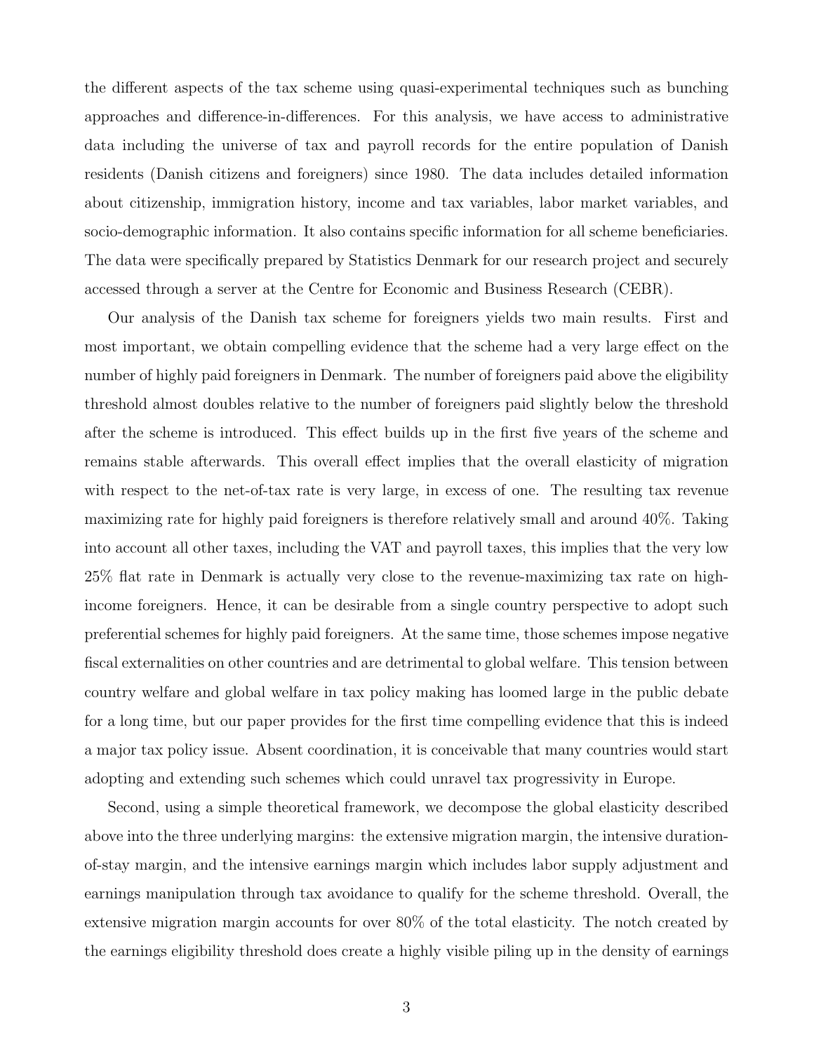the different aspects of the tax scheme using quasi-experimental techniques such as bunching approaches and difference-in-differences. For this analysis, we have access to administrative data including the universe of tax and payroll records for the entire population of Danish residents (Danish citizens and foreigners) since 1980. The data includes detailed information about citizenship, immigration history, income and tax variables, labor market variables, and socio-demographic information. It also contains specific information for all scheme beneficiaries. The data were specifically prepared by Statistics Denmark for our research project and securely accessed through a server at the Centre for Economic and Business Research (CEBR).

Our analysis of the Danish tax scheme for foreigners yields two main results. First and most important, we obtain compelling evidence that the scheme had a very large effect on the number of highly paid foreigners in Denmark. The number of foreigners paid above the eligibility threshold almost doubles relative to the number of foreigners paid slightly below the threshold after the scheme is introduced. This effect builds up in the first five years of the scheme and remains stable afterwards. This overall effect implies that the overall elasticity of migration with respect to the net-of-tax rate is very large, in excess of one. The resulting tax revenue maximizing rate for highly paid foreigners is therefore relatively small and around 40%. Taking into account all other taxes, including the VAT and payroll taxes, this implies that the very low 25% flat rate in Denmark is actually very close to the revenue-maximizing tax rate on high-income foreigners. Hence, it can be desirable from a single country perspective to adopt such preferential schemes for highly paid foreigners. At the same time, those schemes impose negative fiscal externalities on other countries and are detrimental to global welfare. This tension between country welfare and global welfare in tax policy making has loomed large in the public debate for a long time, but our paper provides for the first time compelling evidence that this is indeed a major tax policy issue. Absent coordination, it is conceivable that many countries would start adopting and extending such schemes which could unravel tax progressivity in Europe.

Second, using a simple theoretical framework, we decompose the global elasticity described above into the three underlying margins: the extensive migration margin, the intensive duration-of-stay margin, and the intensive earnings margin which includes labor supply adjustment and earnings manipulation through tax avoidance to qualify for the scheme threshold. Overall, the extensive migration margin accounts for over 80% of the total elasticity. The notch created by the earnings eligibility threshold does create a highly visible piling up in the density of earnings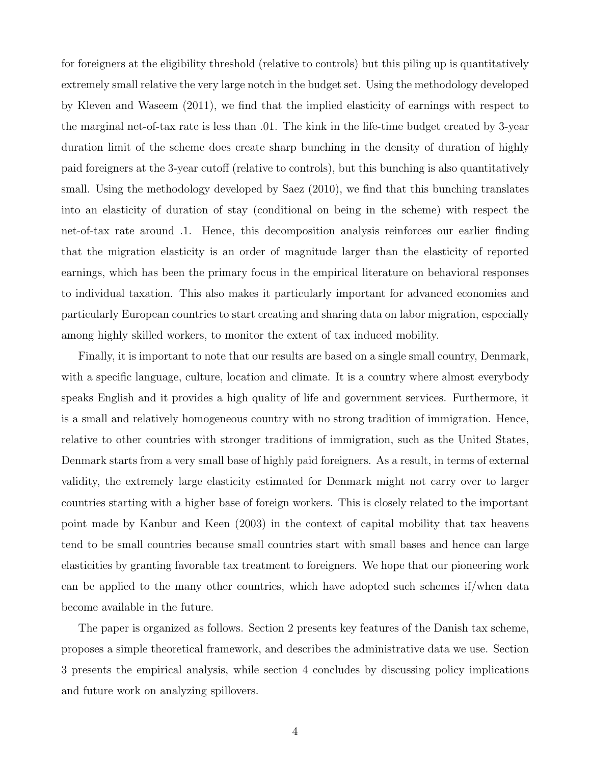for foreigners at the eligibility threshold (relative to controls) but this piling up is quantitatively extremely small relative the very large notch in the budget set. Using the methodology developed by Kleven and Waseem (2011), we find that the implied elasticity of earnings with respect to the marginal net-of-tax rate is less than .01. The kink in the life-time budget created by 3-year duration limit of the scheme does create sharp bunching in the density of duration of highly paid foreigners at the 3-year cutoff (relative to controls), but this bunching is also quantitatively small. Using the methodology developed by Saez (2010), we find that this bunching translates into an elasticity of duration of stay (conditional on being in the scheme) with respect the net-of-tax rate around .1. Hence, this decomposition analysis reinforces our earlier finding that the migration elasticity is an order of magnitude larger than the elasticity of reported earnings, which has been the primary focus in the empirical literature on behavioral responses to individual taxation. This also makes it particularly important for advanced economies and particularly European countries to start creating and sharing data on labor migration, especially among highly skilled workers, to monitor the extent of tax induced mobility.

Finally, it is important to note that our results are based on a single small country, Denmark, with a specific language, culture, location and climate. It is a country where almost everybody speaks English and it provides a high quality of life and government services. Furthermore, it is a small and relatively homogeneous country with no strong tradition of immigration. Hence, relative to other countries with stronger traditions of immigration, such as the United States, Denmark starts from a very small base of highly paid foreigners. As a result, in terms of external validity, the extremely large elasticity estimated for Denmark might not carry over to larger countries starting with a higher base of foreign workers. This is closely related to the important point made by Kanbur and Keen (2003) in the context of capital mobility that tax heavens tend to be small countries because small countries start with small bases and hence can large elasticities by granting favorable tax treatment to foreigners. We hope that our pioneering work can be applied to the many other countries, which have adopted such schemes if/when data become available in the future.

The paper is organized as follows. Section 2 presents key features of the Danish tax scheme, proposes a simple theoretical framework, and describes the administrative data we use. Section 3 presents the empirical analysis, while section 4 concludes by discussing policy implications and future work on analyzing spillovers.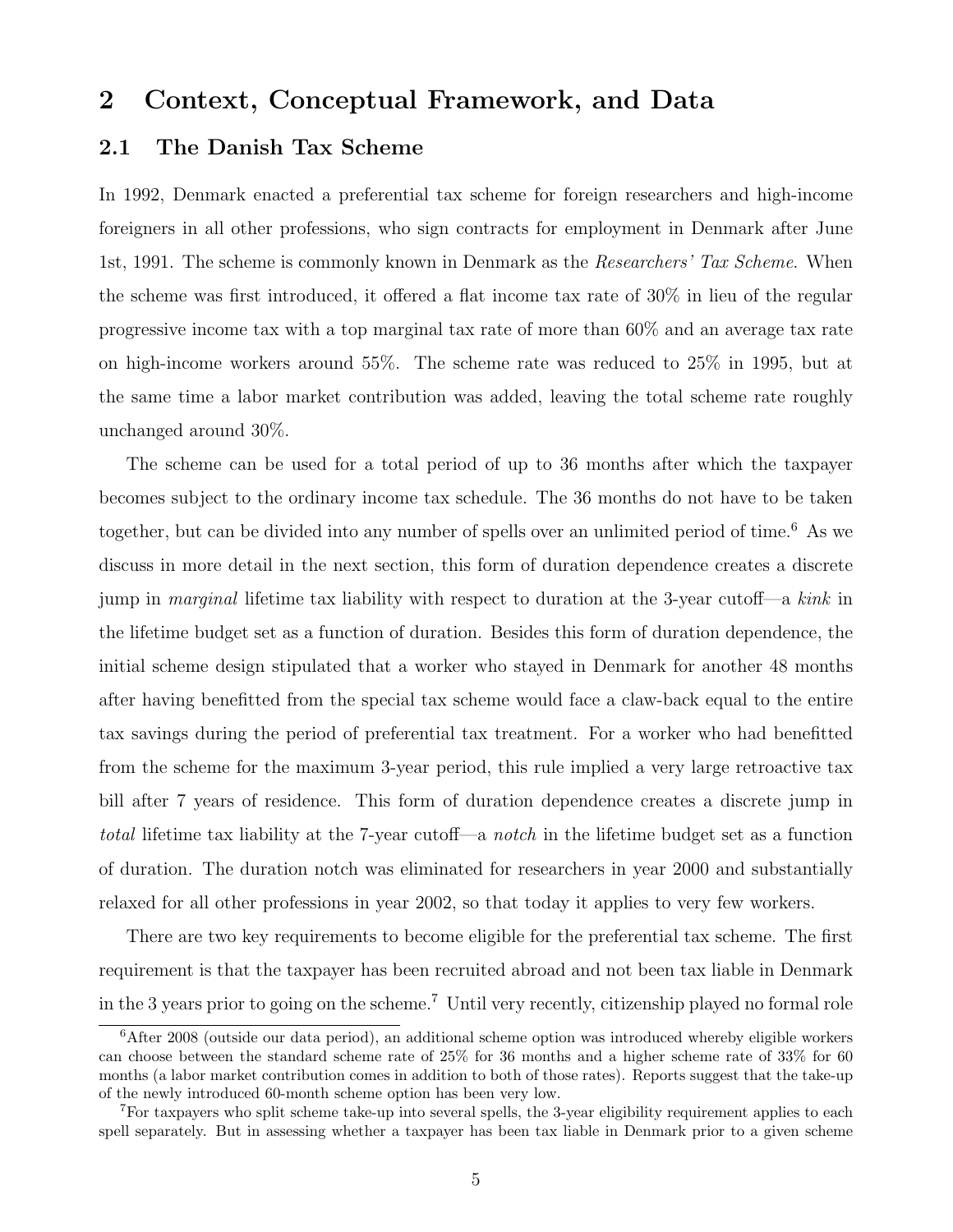# 2 Context, Conceptual Framework, and Data

## 2.1 The Danish Tax Scheme

In 1992, Denmark enacted a preferential tax scheme for foreign researchers and high-income foreigners in all other professions, who sign contracts for employment in Denmark after June 1st, 1991. The scheme is commonly known in Denmark as the *Researchers' Tax Scheme*. When the scheme was first introduced, it offered a flat income tax rate of 30% in lieu of the regular progressive income tax with a top marginal tax rate of more than 60% and an average tax rate on high-income workers around 55%. The scheme rate was reduced to 25% in 1995, but at the same time a labor market contribution was added, leaving the total scheme rate roughly unchanged around 30%.

The scheme can be used for a total period of up to 36 months after which the taxpayer becomes subject to the ordinary income tax schedule. The 36 months do not have to be taken together, but can be divided into any number of spells over an unlimited period of time.[6] As we discuss in more detail in the next section, this form of duration dependence creates a discrete jump in *marginal* lifetime tax liability with respect to duration at the 3-year cutoff—a *kink* in the lifetime budget set as a function of duration. Besides this form of duration dependence, the initial scheme design stipulated that a worker who stayed in Denmark for another 48 months after having benefitted from the special tax scheme would face a claw-back equal to the entire tax savings during the period of preferential tax treatment. For a worker who had benefitted from the scheme for the maximum 3-year period, this rule implied a very large retroactive tax bill after 7 years of residence. This form of duration dependence creates a discrete jump in *total* lifetime tax liability at the 7-year cutoff—a *notch* in the lifetime budget set as a function of duration. The duration notch was eliminated for researchers in year 2000 and substantially relaxed for all other professions in year 2002, so that today it applies to very few workers.

There are two key requirements to become eligible for the preferential tax scheme. The first requirement is that the taxpayer has been recruited abroad and not been tax liable in Denmark in the 3 years prior to going on the scheme.[7] Until very recently, citizenship played no formal role

---

[6] After 2008 (outside our data period), an additional scheme option was introduced whereby eligible workers can choose between the standard scheme rate of 25% for 36 months and a higher scheme rate of 33% for 60 months (a labor market contribution comes in addition to both of those rates). Reports suggest that the take-up of the newly introduced 60-month scheme option has been very low.

[7] For taxpayers who split scheme take-up into several spells, the 3-year eligibility requirement applies to each spell separately. But in assessing whether a taxpayer has been tax liable in Denmark prior to a given scheme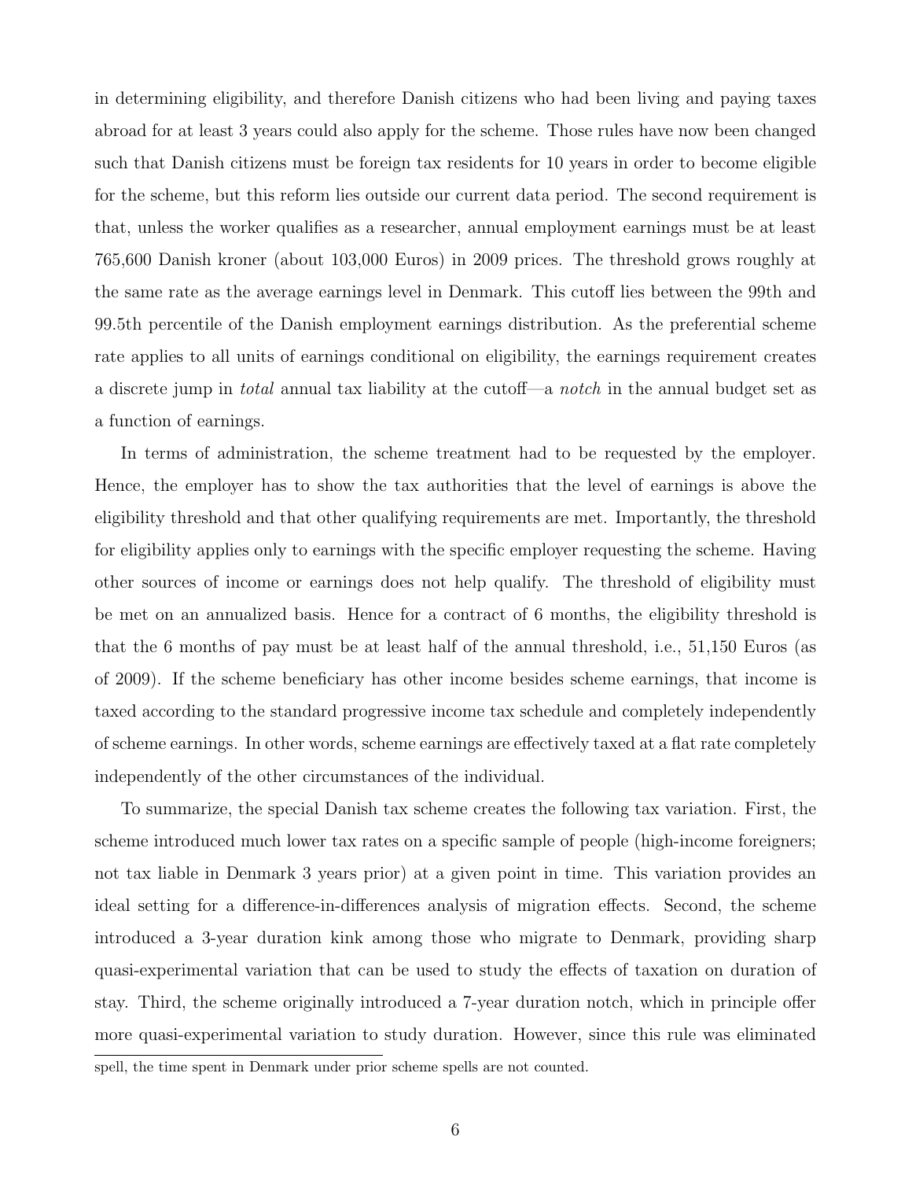in determining eligibility, and therefore Danish citizens who had been living and paying taxes abroad for at least 3 years could also apply for the scheme. Those rules have now been changed such that Danish citizens must be foreign tax residents for 10 years in order to become eligible for the scheme, but this reform lies outside our current data period. The second requirement is that, unless the worker qualifies as a researcher, annual employment earnings must be at least 765,600 Danish kroner (about 103,000 Euros) in 2009 prices. The threshold grows roughly at the same rate as the average earnings level in Denmark. This cutoff lies between the 99th and 99.5th percentile of the Danish employment earnings distribution. As the preferential scheme rate applies to all units of earnings conditional on eligibility, the earnings requirement creates a discrete jump in *total* annual tax liability at the cutoff—a *notch* in the annual budget set as a function of earnings.

In terms of administration, the scheme treatment had to be requested by the employer. Hence, the employer has to show the tax authorities that the level of earnings is above the eligibility threshold and that other qualifying requirements are met. Importantly, the threshold for eligibility applies only to earnings with the specific employer requesting the scheme. Having other sources of income or earnings does not help qualify. The threshold of eligibility must be met on an annualized basis. Hence for a contract of 6 months, the eligibility threshold is that the 6 months of pay must be at least half of the annual threshold, i.e., 51,150 Euros (as of 2009). If the scheme beneficiary has other income besides scheme earnings, that income is taxed according to the standard progressive income tax schedule and completely independently of scheme earnings. In other words, scheme earnings are effectively taxed at a flat rate completely independently of the other circumstances of the individual.

To summarize, the special Danish tax scheme creates the following tax variation. First, the scheme introduced much lower tax rates on a specific sample of people (high-income foreigners; not tax liable in Denmark 3 years prior) at a given point in time. This variation provides an ideal setting for a difference-in-differences analysis of migration effects. Second, the scheme introduced a 3-year duration kink among those who migrate to Denmark, providing sharp quasi-experimental variation that can be used to study the effects of taxation on duration of stay. Third, the scheme originally introduced a 7-year duration notch, which in principle offer more quasi-experimental variation to study duration. However, since this rule was eliminated

spell, the time spent in Denmark under prior scheme spells are not counted.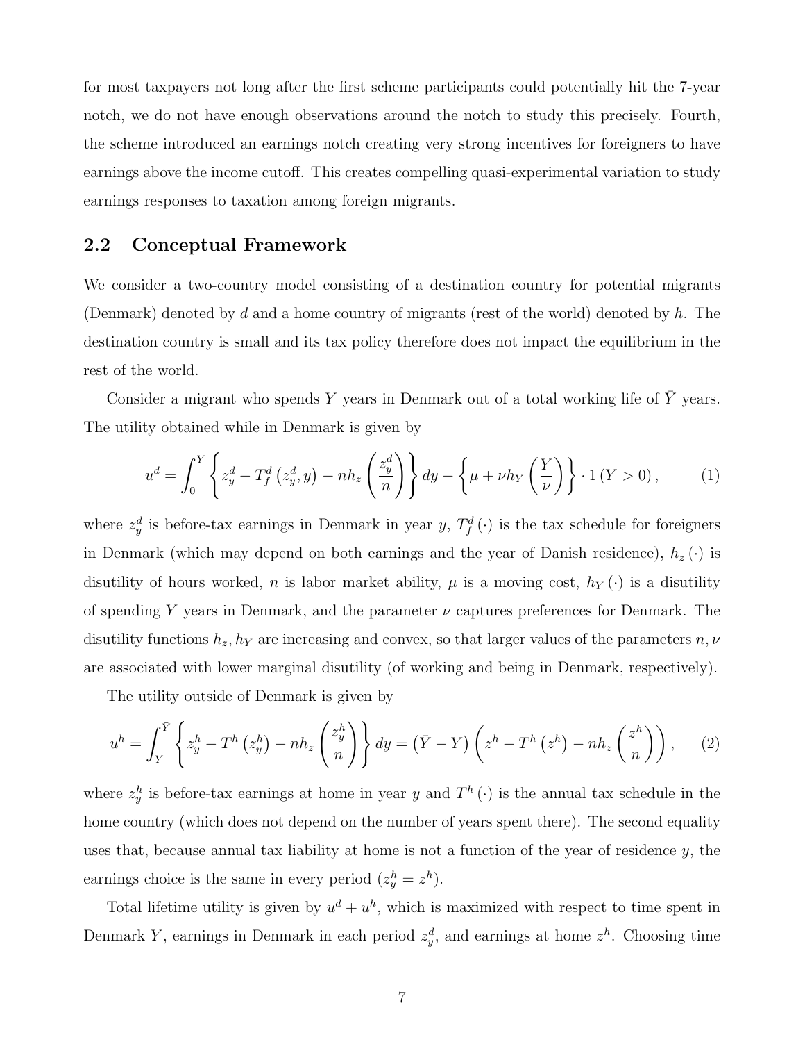for most taxpayers not long after the first scheme participants could potentially hit the 7-year notch, we do not have enough observations around the notch to study this precisely. Fourth, the scheme introduced an earnings notch creating very strong incentives for foreigners to have earnings above the income cutoff. This creates compelling quasi-experimental variation to study earnings responses to taxation among foreign migrants.

## 2.2 Conceptual Framework

We consider a two-country model consisting of a destination country for potential migrants (Denmark) denoted by $d$ and a home country of migrants (rest of the world) denoted by $h$. The destination country is small and its tax policy therefore does not impact the equilibrium in the rest of the world.

Consider a migrant who spends $Y$ years in Denmark out of a total working life of $\bar{Y}$ years. The utility obtained while in Denmark is given by

$$u^d = \int_0^Y \left\{ z_y^d - T_f^d\left(z_y^d, y\right) - n h_z\left(\frac{z_y^d}{n}\right) \right\} dy - \left\{ \mu + \nu h_Y\left(\frac{Y}{\nu}\right) \right\} \cdot 1\left(Y > 0\right), \tag{1}$$

where $z_y^d$ is before-tax earnings in Denmark in year $y$, $T_f^d(\cdot)$ is the tax schedule for foreigners in Denmark (which may depend on both earnings and the year of Danish residence), $h_z(\cdot)$ is disutility of hours worked, $n$ is labor market ability, $\mu$ is a moving cost, $h_Y(\cdot)$ is a disutility of spending $Y$ years in Denmark, and the parameter $\nu$ captures preferences for Denmark. The disutility functions $h_z, h_Y$ are increasing and convex, so that larger values of the parameters $n, \nu$ are associated with lower marginal disutility (of working and being in Denmark, respectively).

The utility outside of Denmark is given by

$$u^h = \int_Y^{\bar{Y}} \left\{ z_y^h - T^h\left(z_y^h\right) - n h_z\left(\frac{z_y^h}{n}\right) \right\} dy = \left(\bar{Y} - Y\right)\left( z^h - T^h\left(z^h\right) - n h_z\left(\frac{z^h}{n}\right) \right), \tag{2}$$

where $z_y^h$ is before-tax earnings at home in year $y$ and $T^h(\cdot)$ is the annual tax schedule in the home country (which does not depend on the number of years spent there). The second equality uses that, because annual tax liability at home is not a function of the year of residence $y$, the earnings choice is the same in every period ($z_y^h = z^h$).

Total lifetime utility is given by $u^d + u^h$, which is maximized with respect to time spent in Denmark $Y$, earnings in Denmark in each period $z_y^d$, and earnings at home $z^h$. Choosing time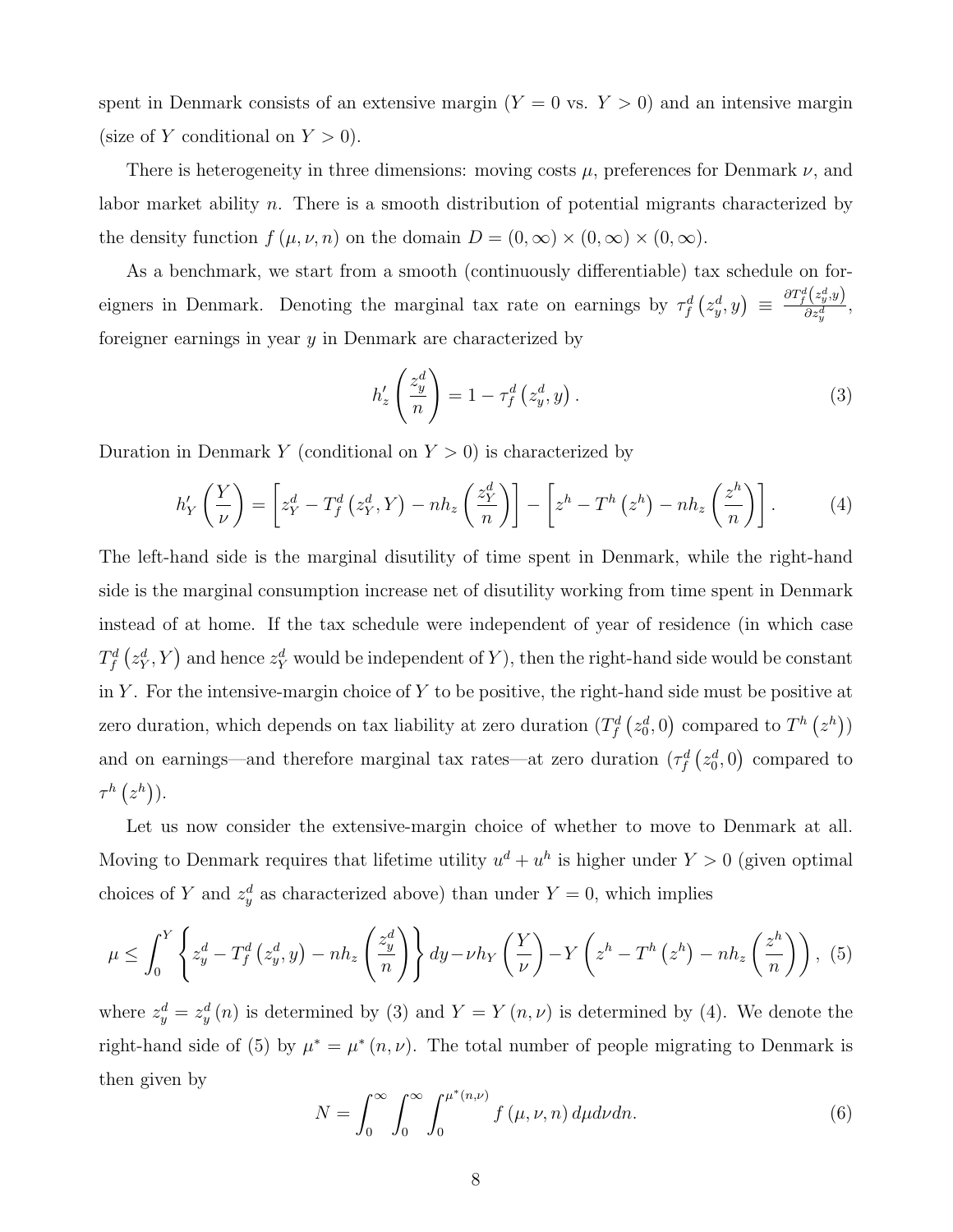spent in Denmark consists of an extensive margin ($Y = 0$ vs. $Y > 0$) and an intensive margin (size of $Y$ conditional on $Y > 0$).

There is heterogeneity in three dimensions: moving costs $\mu$, preferences for Denmark $\nu$, and labor market ability $n$. There is a smooth distribution of potential migrants characterized by the density function $f(\mu, \nu, n)$ on the domain $D = (0, \infty) \times (0, \infty) \times (0, \infty)$.

As a benchmark, we start from a smooth (continuously differentiable) tax schedule on foreigners in Denmark. Denoting the marginal tax rate on earnings by $\tau_f^d(z_y^d, y) \equiv \frac{\partial T_f^d(z_y^d, y)}{\partial z_y^d}$, foreigner earnings in year $y$ in Denmark are characterized by

$$h_z'\left(\frac{z_y^d}{n}\right) = 1 - \tau_f^d(z_y^d, y). \tag{3}$$

Duration in Denmark $Y$ (conditional on $Y > 0$) is characterized by

$$h_Y'\left(\frac{Y}{\nu}\right) = \left[z_Y^d - T_f^d(z_Y^d, Y) - nh_z\left(\frac{z_Y^d}{n}\right)\right] - \left[z^h - T^h(z^h) - nh_z\left(\frac{z^h}{n}\right)\right]. \tag{4}$$

The left-hand side is the marginal disutility of time spent in Denmark, while the right-hand side is the marginal consumption increase net of disutility working from time spent in Denmark instead of at home. If the tax schedule were independent of year of residence (in which case $T_f^d(z_Y^d, Y)$ and hence $z_Y^d$ would be independent of $Y$), then the right-hand side would be constant in $Y$. For the intensive-margin choice of $Y$ to be positive, the right-hand side must be positive at zero duration, which depends on tax liability at zero duration ($T_f^d(z_0^d, 0)$ compared to $T^h(z^h)$) and on earnings—and therefore marginal tax rates—at zero duration ($\tau_f^d(z_0^d, 0)$ compared to $\tau^h(z^h)$).

Let us now consider the extensive-margin choice of whether to move to Denmark at all. Moving to Denmark requires that lifetime utility $u^d + u^h$ is higher under $Y > 0$ (given optimal choices of $Y$ and $z_y^d$ as characterized above) than under $Y = 0$, which implies

$$\mu \leq \int_0^Y \left\{z_y^d - T_f^d(z_y^d, y) - nh_z\left(\frac{z_y^d}{n}\right)\right\} dy - \nu h_Y\left(\frac{Y}{\nu}\right) - Y\left(z^h - T^h(z^h) - nh_z\left(\frac{z^h}{n}\right)\right), \tag{5}$$

where $z_y^d = z_y^d(n)$ is determined by (3) and $Y = Y(n, \nu)$ is determined by (4). We denote the right-hand side of (5) by $\mu^* = \mu^*(n, \nu)$. The total number of people migrating to Denmark is then given by

$$N = \int_0^\infty \int_0^\infty \int_0^{\mu^*(n,\nu)} f(\mu, \nu, n)\, d\mu d\nu dn. \tag{6}$$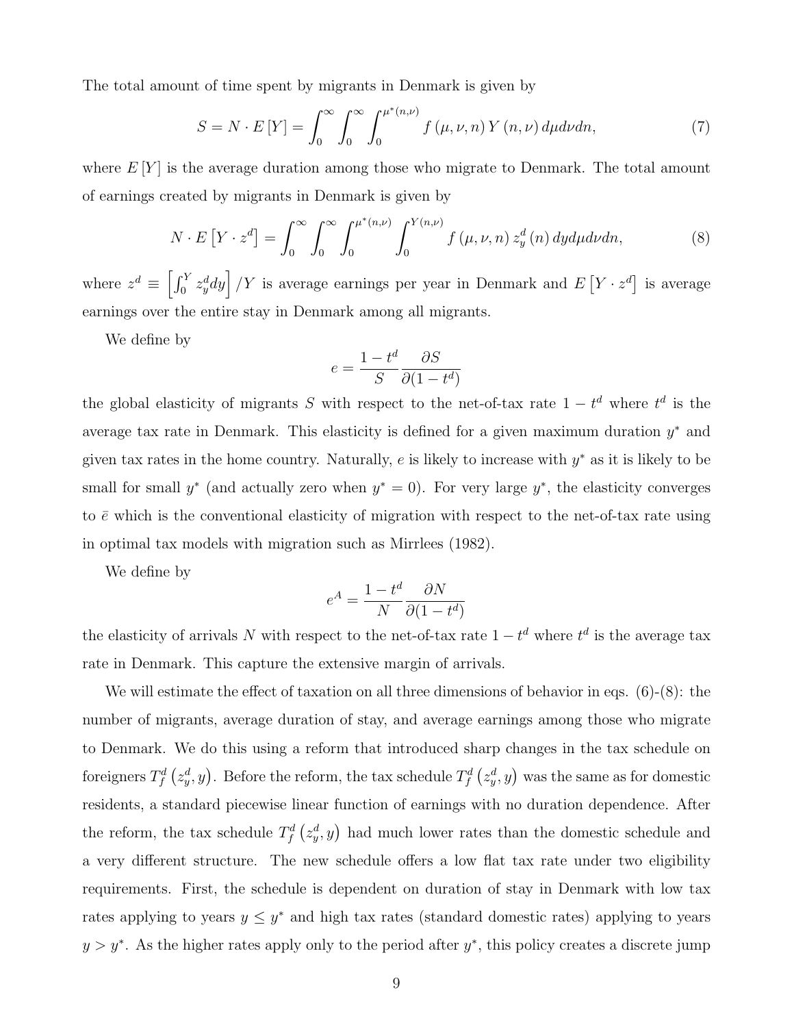The total amount of time spent by migrants in Denmark is given by

$$S = N \cdot E\left[Y\right] = \int_0^{\infty} \int_0^{\infty} \int_0^{\mu^*(n,\nu)} f\left(\mu, \nu, n\right) Y\left(n, \nu\right) d\mu d\nu dn, \tag{7}$$

where $E\left[Y\right]$ is the average duration among those who migrate to Denmark. The total amount of earnings created by migrants in Denmark is given by

$$N \cdot E\left[Y \cdot z^d\right] = \int_0^{\infty} \int_0^{\infty} \int_0^{\mu^*(n,\nu)} \int_0^{Y(n,\nu)} f\left(\mu, \nu, n\right) z_y^d\left(n\right) dy d\mu d\nu dn, \tag{8}$$

where $z^d \equiv \left[\int_0^Y z_y^d dy\right]/Y$ is average earnings per year in Denmark and $E\left[Y \cdot z^d\right]$ is average earnings over the entire stay in Denmark among all migrants.

We define by

$$e = \frac{1-t^d}{S} \frac{\partial S}{\partial (1-t^d)}$$

the global elasticity of migrants $S$ with respect to the net-of-tax rate $1-t^d$ where $t^d$ is the average tax rate in Denmark. This elasticity is defined for a given maximum duration $y^*$ and given tax rates in the home country. Naturally, $e$ is likely to increase with $y^*$ as it is likely to be small for small $y^*$ (and actually zero when $y^* = 0$). For very large $y^*$, the elasticity converges to $\bar{e}$ which is the conventional elasticity of migration with respect to the net-of-tax rate using in optimal tax models with migration such as Mirrlees (1982).

We define by

$$e^A = \frac{1-t^d}{N} \frac{\partial N}{\partial (1-t^d)}$$

the elasticity of arrivals $N$ with respect to the net-of-tax rate $1-t^d$ where $t^d$ is the average tax rate in Denmark. This capture the extensive margin of arrivals.

We will estimate the effect of taxation on all three dimensions of behavior in eqs. (6)-(8): the number of migrants, average duration of stay, and average earnings among those who migrate to Denmark. We do this using a reform that introduced sharp changes in the tax schedule on foreigners $T_f^d\left(z_y^d, y\right)$. Before the reform, the tax schedule $T_f^d\left(z_y^d, y\right)$ was the same as for domestic residents, a standard piecewise linear function of earnings with no duration dependence. After the reform, the tax schedule $T_f^d\left(z_y^d, y\right)$ had much lower rates than the domestic schedule and a very different structure. The new schedule offers a low flat tax rate under two eligibility requirements. First, the schedule is dependent on duration of stay in Denmark with low tax rates applying to years $y \leq y^*$ and high tax rates (standard domestic rates) applying to years $y > y^*$. As the higher rates apply only to the period after $y^*$, this policy creates a discrete jump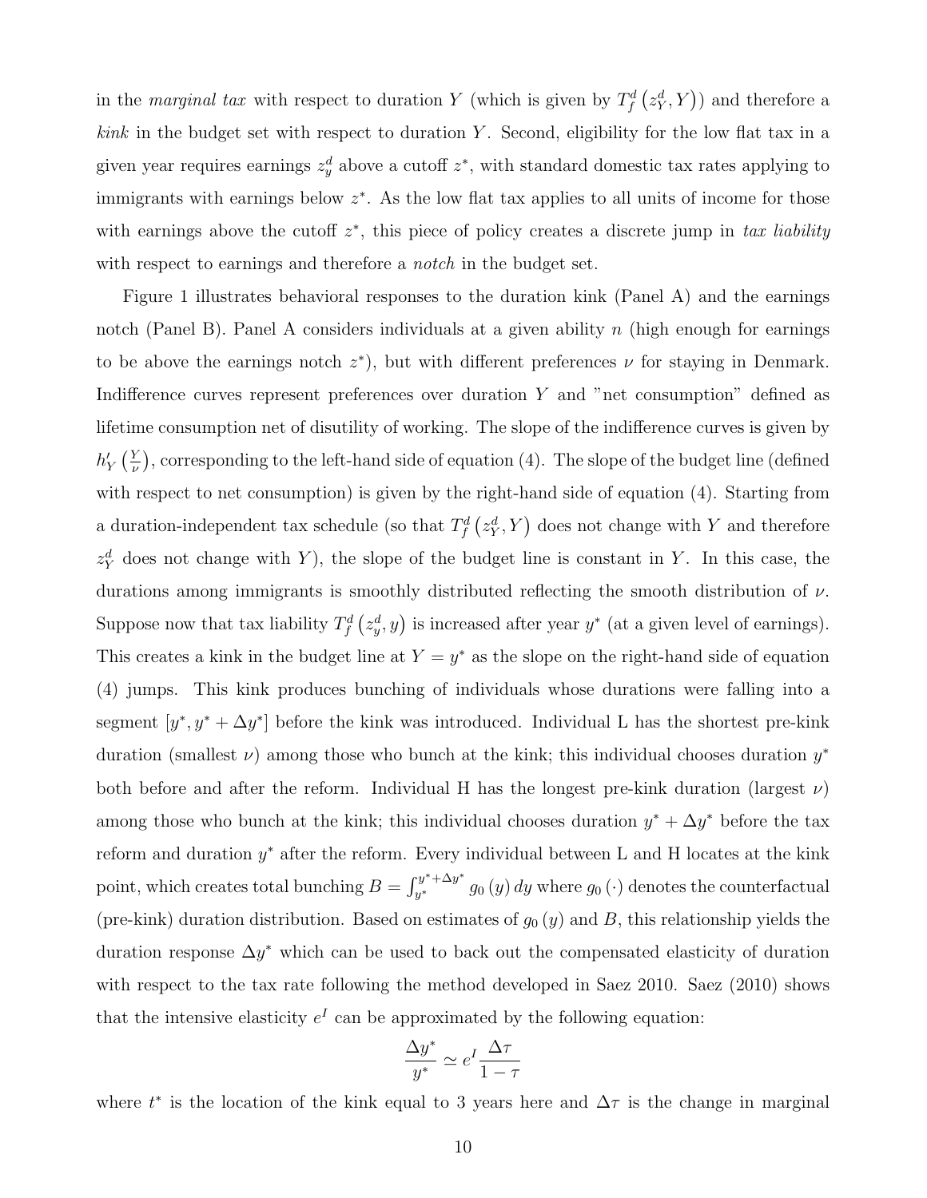in the *marginal tax* with respect to duration $Y$ (which is given by $T_f^d\left(z_Y^d, Y\right)$) and therefore a *kink* in the budget set with respect to duration $Y$. Second, eligibility for the low flat tax in a given year requires earnings $z_y^d$ above a cutoff $z^*$, with standard domestic tax rates applying to immigrants with earnings below $z^*$. As the low flat tax applies to all units of income for those with earnings above the cutoff $z^*$, this piece of policy creates a discrete jump in *tax liability* with respect to earnings and therefore a *notch* in the budget set.

Figure 1 illustrates behavioral responses to the duration kink (Panel A) and the earnings notch (Panel B). Panel A considers individuals at a given ability $n$ (high enough for earnings to be above the earnings notch $z^*$), but with different preferences $\nu$ for staying in Denmark. Indifference curves represent preferences over duration $Y$ and "net consumption" defined as lifetime consumption net of disutility of working. The slope of the indifference curves is given by $h_Y'\left(\frac{Y}{\nu}\right)$, corresponding to the left-hand side of equation (4). The slope of the budget line (defined with respect to net consumption) is given by the right-hand side of equation (4). Starting from a duration-independent tax schedule (so that $T_f^d\left(z_Y^d, Y\right)$ does not change with $Y$ and therefore $z_Y^d$ does not change with $Y$), the slope of the budget line is constant in $Y$. In this case, the durations among immigrants is smoothly distributed reflecting the smooth distribution of $\nu$. Suppose now that tax liability $T_f^d\left(z_y^d, y\right)$ is increased after year $y^*$ (at a given level of earnings). This creates a kink in the budget line at $Y = y^*$ as the slope on the right-hand side of equation (4) jumps. This kink produces bunching of individuals whose durations were falling into a segment $[y^*, y^* + \Delta y^*]$ before the kink was introduced. Individual L has the shortest pre-kink duration (smallest $\nu$) among those who bunch at the kink; this individual chooses duration $y^*$ both before and after the reform. Individual H has the longest pre-kink duration (largest $\nu$) among those who bunch at the kink; this individual chooses duration $y^* + \Delta y^*$ before the tax reform and duration $y^*$ after the reform. Every individual between L and H locates at the kink point, which creates total bunching $B = \int_{y^*}^{y^*+\Delta y^*} g_0(y)\, dy$ where $g_0(\cdot)$ denotes the counterfactual (pre-kink) duration distribution. Based on estimates of $g_0(y)$ and $B$, this relationship yields the duration response $\Delta y^*$ which can be used to back out the compensated elasticity of duration with respect to the tax rate following the method developed in Saez 2010. Saez (2010) shows that the intensive elasticity $e^I$ can be approximated by the following equation:

$$\frac{\Delta y^*}{y^*} \simeq e^I \frac{\Delta \tau}{1 - \tau}$$

where $t^*$ is the location of the kink equal to 3 years here and $\Delta\tau$ is the change in marginal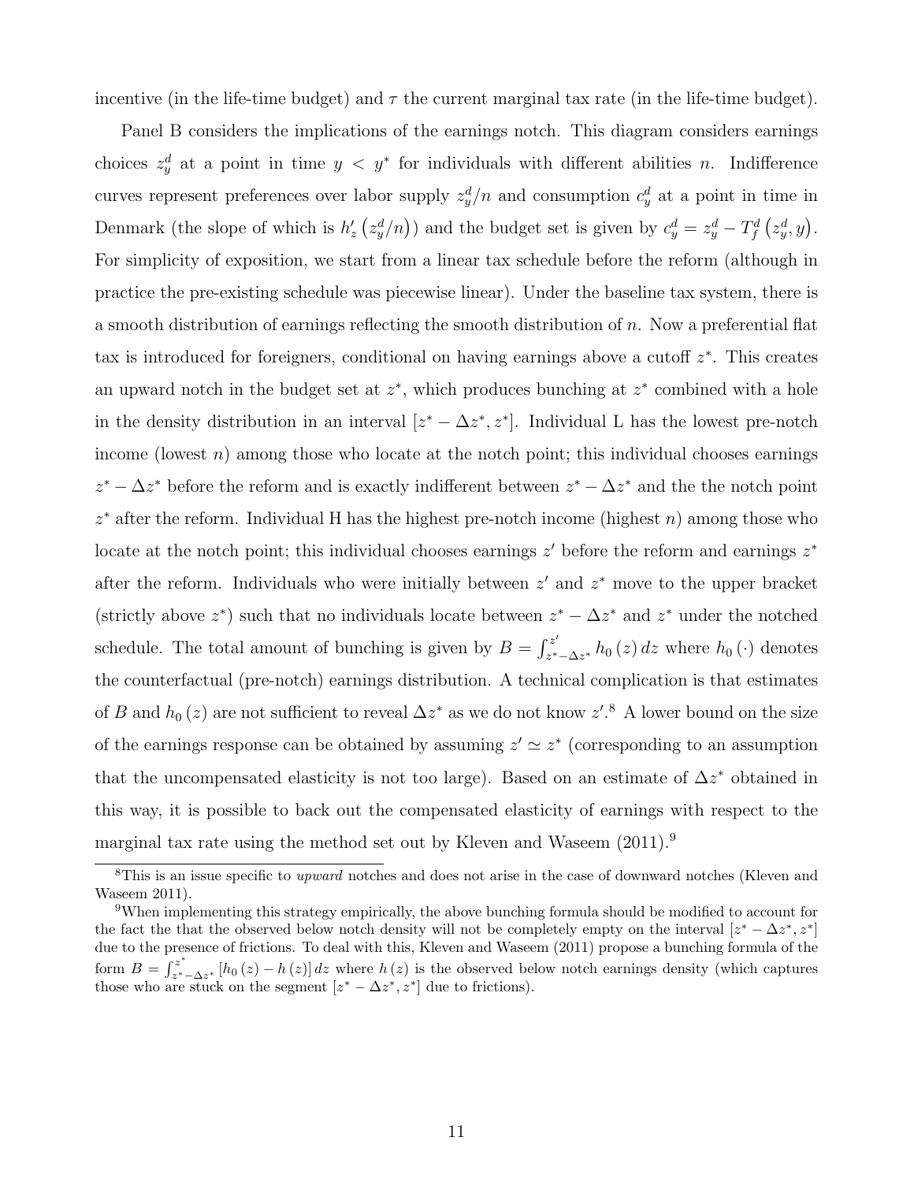incentive (in the life-time budget) and $\tau$ the current marginal tax rate (in the life-time budget).

Panel B considers the implications of the earnings notch. This diagram considers earnings choices $z_y^d$ at a point in time $y < y^*$ for individuals with different abilities $n$. Indifference curves represent preferences over labor supply $z_y^d/n$ and consumption $c_y^d$ at a point in time in Denmark (the slope of which is $h_z'\left(z_y^d/n\right)$) and the budget set is given by $c_y^d = z_y^d - T_f^d\left(z_y^d, y\right)$. For simplicity of exposition, we start from a linear tax schedule before the reform (although in practice the pre-existing schedule was piecewise linear). Under the baseline tax system, there is a smooth distribution of earnings reflecting the smooth distribution of $n$. Now a preferential flat tax is introduced for foreigners, conditional on having earnings above a cutoff $z^*$. This creates an upward notch in the budget set at $z^*$, which produces bunching at $z^*$ combined with a hole in the density distribution in an interval $[z^* - \Delta z^*, z^*]$. Individual L has the lowest pre-notch income (lowest $n$) among those who locate at the notch point; this individual chooses earnings $z^* - \Delta z^*$ before the reform and is exactly indifferent between $z^* - \Delta z^*$ and the the notch point $z^*$ after the reform. Individual H has the highest pre-notch income (highest $n$) among those who locate at the notch point; this individual chooses earnings $z'$ before the reform and earnings $z^*$ after the reform. Individuals who were initially between $z'$ and $z^*$ move to the upper bracket (strictly above $z^*$) such that no individuals locate between $z^* - \Delta z^*$ and $z^*$ under the notched schedule. The total amount of bunching is given by $B = \int_{z^*-\Delta z^*}^{z'} h_0(z)\, dz$ where $h_0(\cdot)$ denotes the counterfactual (pre-notch) earnings distribution. A technical complication is that estimates of $B$ and $h_0(z)$ are not sufficient to reveal $\Delta z^*$ as we do not know $z'$.[8] A lower bound on the size of the earnings response can be obtained by assuming $z' \simeq z^*$ (corresponding to an assumption that the uncompensated elasticity is not too large). Based on an estimate of $\Delta z^*$ obtained in this way, it is possible to back out the compensated elasticity of earnings with respect to the marginal tax rate using the method set out by Kleven and Waseem (2011).[9]

---

[8] This is an issue specific to *upward* notches and does not arise in the case of downward notches (Kleven and Waseem 2011).

[9] When implementing this strategy empirically, the above bunching formula should be modified to account for the fact the that the observed below notch density will not be completely empty on the interval $[z^* - \Delta z^*, z^*]$ due to the presence of frictions. To deal with this, Kleven and Waseem (2011) propose a bunching formula of the form $B = \int_{z^*-\Delta z^*}^{z^*} [h_0(z) - h(z)]\, dz$ where $h(z)$ is the observed below notch earnings density (which captures those who are stuck on the segment $[z^* - \Delta z^*, z^*]$ due to frictions).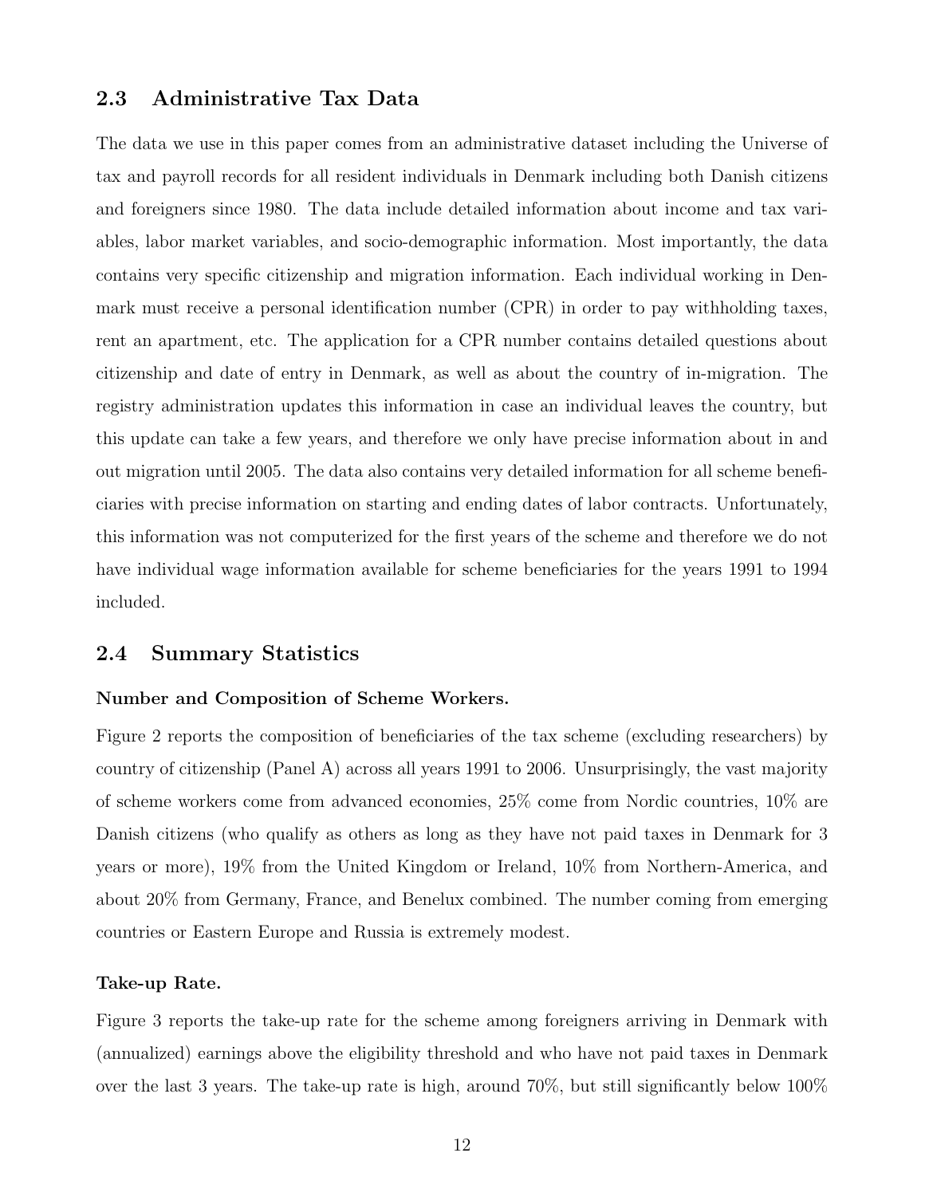## 2.3 Administrative Tax Data

The data we use in this paper comes from an administrative dataset including the Universe of tax and payroll records for all resident individuals in Denmark including both Danish citizens and foreigners since 1980. The data include detailed information about income and tax variables, labor market variables, and socio-demographic information. Most importantly, the data contains very specific citizenship and migration information. Each individual working in Denmark must receive a personal identification number (CPR) in order to pay withholding taxes, rent an apartment, etc. The application for a CPR number contains detailed questions about citizenship and date of entry in Denmark, as well as about the country of in-migration. The registry administration updates this information in case an individual leaves the country, but this update can take a few years, and therefore we only have precise information about in and out migration until 2005. The data also contains very detailed information for all scheme beneficiaries with precise information on starting and ending dates of labor contracts. Unfortunately, this information was not computerized for the first years of the scheme and therefore we do not have individual wage information available for scheme beneficiaries for the years 1991 to 1994 included.

## 2.4 Summary Statistics

**Number and Composition of Scheme Workers.**

Figure 2 reports the composition of beneficiaries of the tax scheme (excluding researchers) by country of citizenship (Panel A) across all years 1991 to 2006. Unsurprisingly, the vast majority of scheme workers come from advanced economies, 25% come from Nordic countries, 10% are Danish citizens (who qualify as others as long as they have not paid taxes in Denmark for 3 years or more), 19% from the United Kingdom or Ireland, 10% from Northern-America, and about 20% from Germany, France, and Benelux combined. The number coming from emerging countries or Eastern Europe and Russia is extremely modest.

**Take-up Rate.**

Figure 3 reports the take-up rate for the scheme among foreigners arriving in Denmark with (annualized) earnings above the eligibility threshold and who have not paid taxes in Denmark over the last 3 years. The take-up rate is high, around 70%, but still significantly below 100%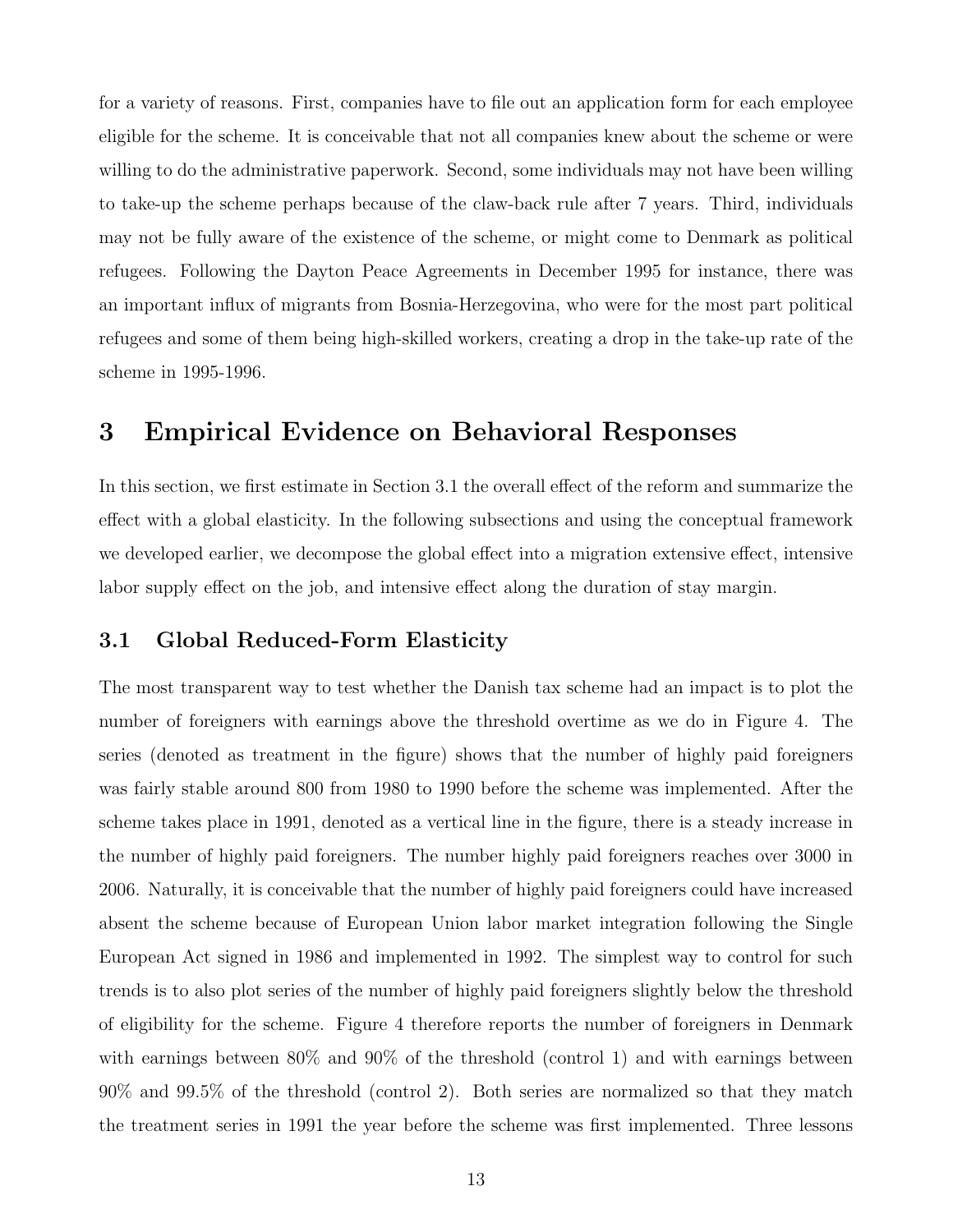for a variety of reasons. First, companies have to file out an application form for each employee eligible for the scheme. It is conceivable that not all companies knew about the scheme or were willing to do the administrative paperwork. Second, some individuals may not have been willing to take-up the scheme perhaps because of the claw-back rule after 7 years. Third, individuals may not be fully aware of the existence of the scheme, or might come to Denmark as political refugees. Following the Dayton Peace Agreements in December 1995 for instance, there was an important influx of migrants from Bosnia-Herzegovina, who were for the most part political refugees and some of them being high-skilled workers, creating a drop in the take-up rate of the scheme in 1995-1996.

# 3 Empirical Evidence on Behavioral Responses

In this section, we first estimate in Section 3.1 the overall effect of the reform and summarize the effect with a global elasticity. In the following subsections and using the conceptual framework we developed earlier, we decompose the global effect into a migration extensive effect, intensive labor supply effect on the job, and intensive effect along the duration of stay margin.

## 3.1 Global Reduced-Form Elasticity

The most transparent way to test whether the Danish tax scheme had an impact is to plot the number of foreigners with earnings above the threshold overtime as we do in Figure 4. The series (denoted as treatment in the figure) shows that the number of highly paid foreigners was fairly stable around 800 from 1980 to 1990 before the scheme was implemented. After the scheme takes place in 1991, denoted as a vertical line in the figure, there is a steady increase in the number of highly paid foreigners. The number highly paid foreigners reaches over 3000 in 2006. Naturally, it is conceivable that the number of highly paid foreigners could have increased absent the scheme because of European Union labor market integration following the Single European Act signed in 1986 and implemented in 1992. The simplest way to control for such trends is to also plot series of the number of highly paid foreigners slightly below the threshold of eligibility for the scheme. Figure 4 therefore reports the number of foreigners in Denmark with earnings between 80% and 90% of the threshold (control 1) and with earnings between 90% and 99.5% of the threshold (control 2). Both series are normalized so that they match the treatment series in 1991 the year before the scheme was first implemented. Three lessons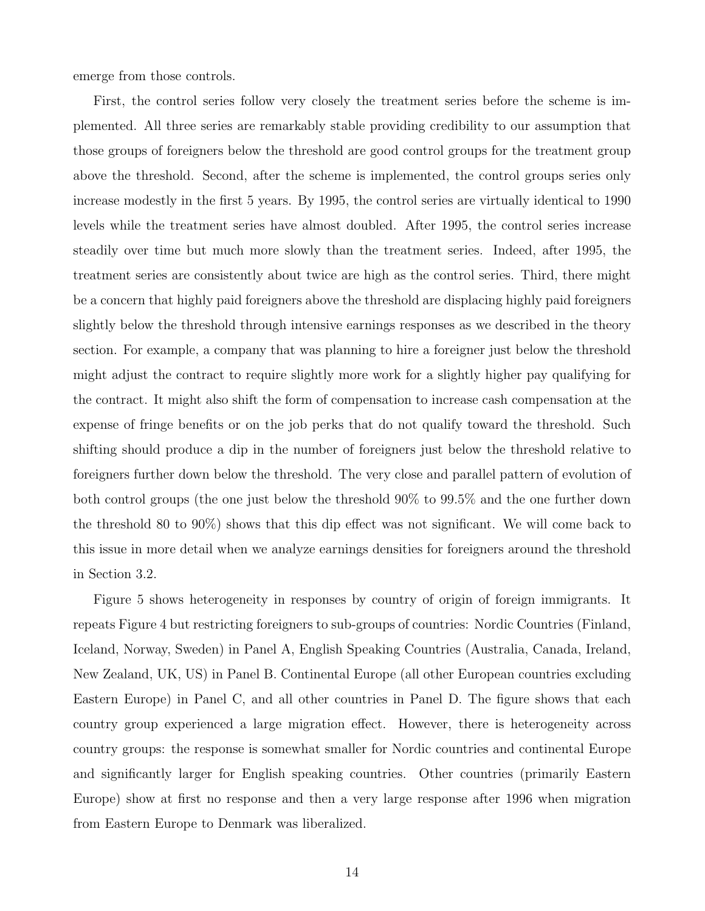emerge from those controls.

First, the control series follow very closely the treatment series before the scheme is implemented. All three series are remarkably stable providing credibility to our assumption that those groups of foreigners below the threshold are good control groups for the treatment group above the threshold. Second, after the scheme is implemented, the control groups series only increase modestly in the first 5 years. By 1995, the control series are virtually identical to 1990 levels while the treatment series have almost doubled. After 1995, the control series increase steadily over time but much more slowly than the treatment series. Indeed, after 1995, the treatment series are consistently about twice are high as the control series. Third, there might be a concern that highly paid foreigners above the threshold are displacing highly paid foreigners slightly below the threshold through intensive earnings responses as we described in the theory section. For example, a company that was planning to hire a foreigner just below the threshold might adjust the contract to require slightly more work for a slightly higher pay qualifying for the contract. It might also shift the form of compensation to increase cash compensation at the expense of fringe benefits or on the job perks that do not qualify toward the threshold. Such shifting should produce a dip in the number of foreigners just below the threshold relative to foreigners further down below the threshold. The very close and parallel pattern of evolution of both control groups (the one just below the threshold 90% to 99.5% and the one further down the threshold 80 to 90%) shows that this dip effect was not significant. We will come back to this issue in more detail when we analyze earnings densities for foreigners around the threshold in Section 3.2.

Figure 5 shows heterogeneity in responses by country of origin of foreign immigrants. It repeats Figure 4 but restricting foreigners to sub-groups of countries: Nordic Countries (Finland, Iceland, Norway, Sweden) in Panel A, English Speaking Countries (Australia, Canada, Ireland, New Zealand, UK, US) in Panel B. Continental Europe (all other European countries excluding Eastern Europe) in Panel C, and all other countries in Panel D. The figure shows that each country group experienced a large migration effect. However, there is heterogeneity across country groups: the response is somewhat smaller for Nordic countries and continental Europe and significantly larger for English speaking countries. Other countries (primarily Eastern Europe) show at first no response and then a very large response after 1996 when migration from Eastern Europe to Denmark was liberalized.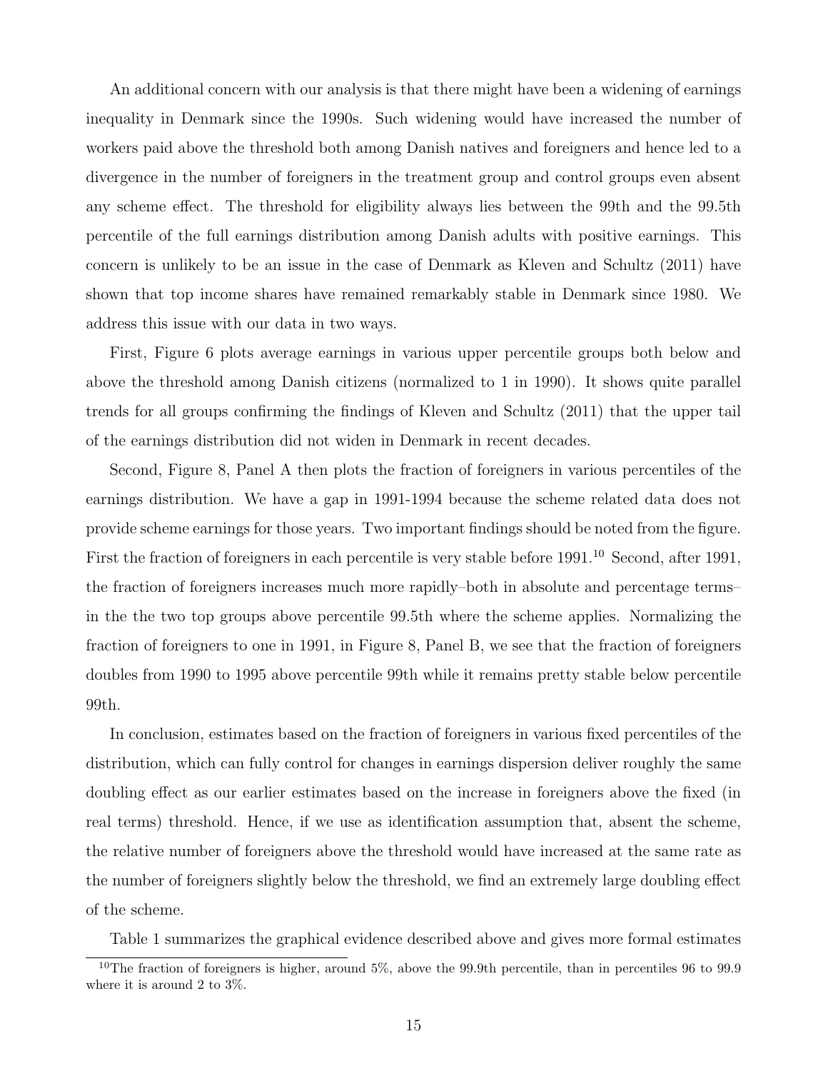An additional concern with our analysis is that there might have been a widening of earnings inequality in Denmark since the 1990s. Such widening would have increased the number of workers paid above the threshold both among Danish natives and foreigners and hence led to a divergence in the number of foreigners in the treatment group and control groups even absent any scheme effect. The threshold for eligibility always lies between the 99th and the 99.5th percentile of the full earnings distribution among Danish adults with positive earnings. This concern is unlikely to be an issue in the case of Denmark as Kleven and Schultz (2011) have shown that top income shares have remained remarkably stable in Denmark since 1980. We address this issue with our data in two ways.

First, Figure 6 plots average earnings in various upper percentile groups both below and above the threshold among Danish citizens (normalized to 1 in 1990). It shows quite parallel trends for all groups confirming the findings of Kleven and Schultz (2011) that the upper tail of the earnings distribution did not widen in Denmark in recent decades.

Second, Figure 8, Panel A then plots the fraction of foreigners in various percentiles of the earnings distribution. We have a gap in 1991-1994 because the scheme related data does not provide scheme earnings for those years. Two important findings should be noted from the figure. First the fraction of foreigners in each percentile is very stable before 1991.[10] Second, after 1991, the fraction of foreigners increases much more rapidly–both in absolute and percentage terms– in the the two top groups above percentile 99.5th where the scheme applies. Normalizing the fraction of foreigners to one in 1991, in Figure 8, Panel B, we see that the fraction of foreigners doubles from 1990 to 1995 above percentile 99th while it remains pretty stable below percentile 99th.

In conclusion, estimates based on the fraction of foreigners in various fixed percentiles of the distribution, which can fully control for changes in earnings dispersion deliver roughly the same doubling effect as our earlier estimates based on the increase in foreigners above the fixed (in real terms) threshold. Hence, if we use as identification assumption that, absent the scheme, the relative number of foreigners above the threshold would have increased at the same rate as the number of foreigners slightly below the threshold, we find an extremely large doubling effect of the scheme.

Table 1 summarizes the graphical evidence described above and gives more formal estimates

[10] The fraction of foreigners is higher, around 5%, above the 99.9th percentile, than in percentiles 96 to 99.9 where it is around 2 to 3%.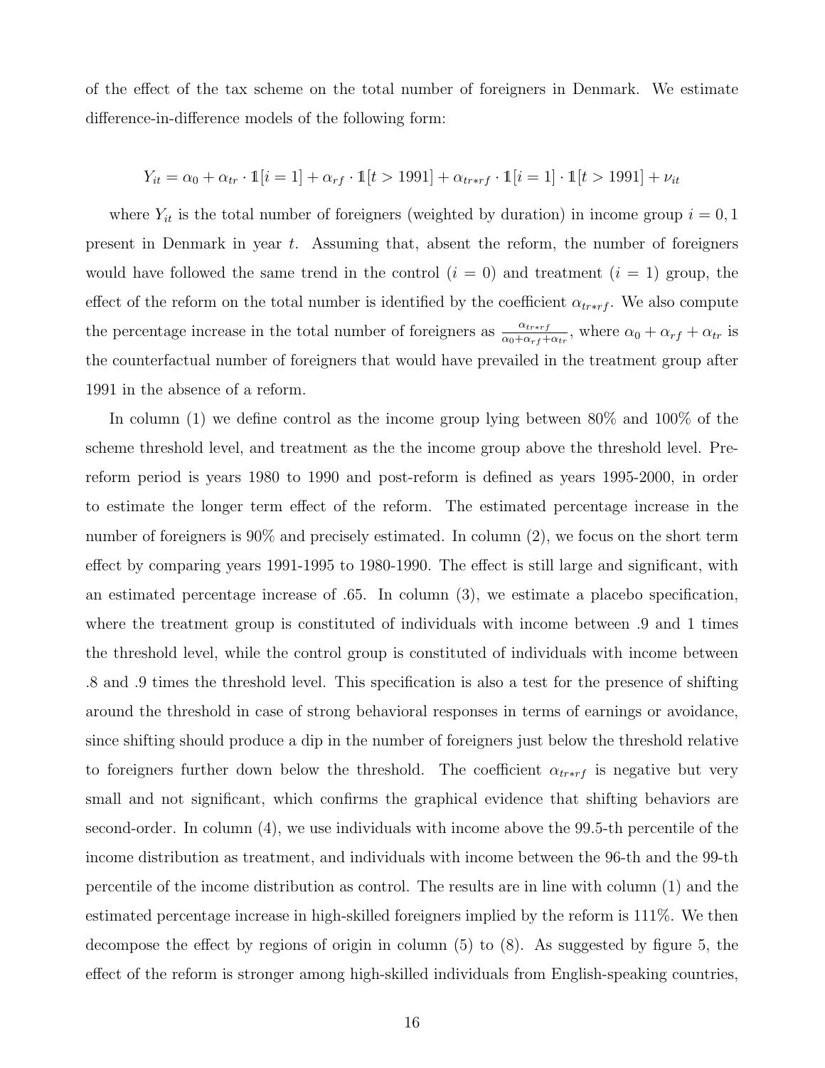of the effect of the tax scheme on the total number of foreigners in Denmark. We estimate difference-in-difference models of the following form:

$$Y_{it} = \alpha_0 + \alpha_{tr} \cdot \mathbb{1}[i = 1] + \alpha_{rf} \cdot \mathbb{1}[t > 1991] + \alpha_{tr*rf} \cdot \mathbb{1}[i = 1] \cdot \mathbb{1}[t > 1991] + \nu_{it}$$

where $Y_{it}$ is the total number of foreigners (weighted by duration) in income group $i = 0, 1$ present in Denmark in year $t$. Assuming that, absent the reform, the number of foreigners would have followed the same trend in the control ($i = 0$) and treatment ($i = 1$) group, the effect of the reform on the total number is identified by the coefficient $\alpha_{tr*rf}$. We also compute the percentage increase in the total number of foreigners as $\frac{\alpha_{tr*rf}}{\alpha_0 + \alpha_{rf} + \alpha_{tr}}$, where $\alpha_0 + \alpha_{rf} + \alpha_{tr}$ is the counterfactual number of foreigners that would have prevailed in the treatment group after 1991 in the absence of a reform.

In column (1) we define control as the income group lying between 80% and 100% of the scheme threshold level, and treatment as the the income group above the threshold level. Pre-reform period is years 1980 to 1990 and post-reform is defined as years 1995-2000, in order to estimate the longer term effect of the reform. The estimated percentage increase in the number of foreigners is 90% and precisely estimated. In column (2), we focus on the short term effect by comparing years 1991-1995 to 1980-1990. The effect is still large and significant, with an estimated percentage increase of .65. In column (3), we estimate a placebo specification, where the treatment group is constituted of individuals with income between .9 and 1 times the threshold level, while the control group is constituted of individuals with income between .8 and .9 times the threshold level. This specification is also a test for the presence of shifting around the threshold in case of strong behavioral responses in terms of earnings or avoidance, since shifting should produce a dip in the number of foreigners just below the threshold relative to foreigners further down below the threshold. The coefficient $\alpha_{tr*rf}$ is negative but very small and not significant, which confirms the graphical evidence that shifting behaviors are second-order. In column (4), we use individuals with income above the 99.5-th percentile of the income distribution as treatment, and individuals with income between the 96-th and the 99-th percentile of the income distribution as control. The results are in line with column (1) and the estimated percentage increase in high-skilled foreigners implied by the reform is 111%. We then decompose the effect by regions of origin in column (5) to (8). As suggested by figure 5, the effect of the reform is stronger among high-skilled individuals from English-speaking countries,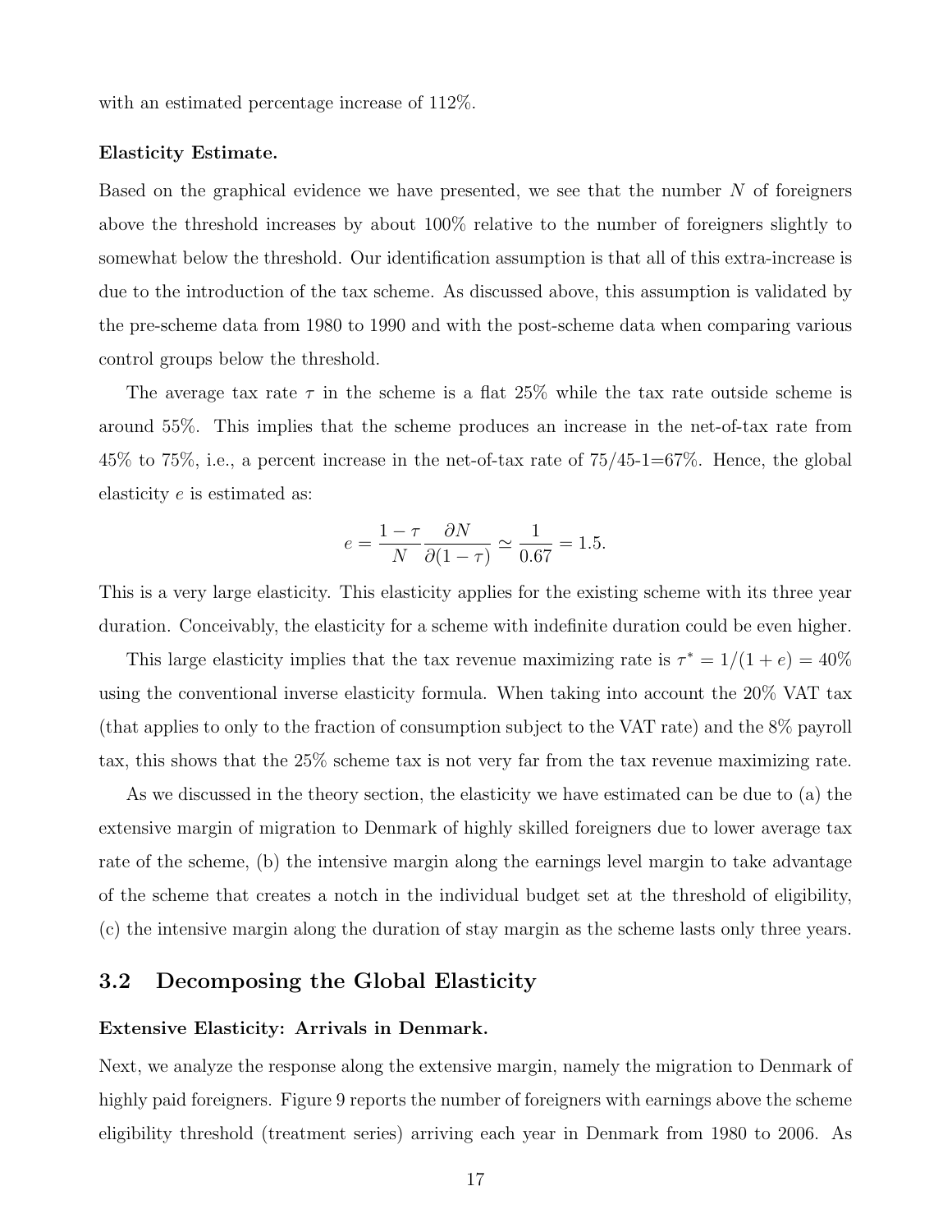with an estimated percentage increase of 112%.

**Elasticity Estimate.**

Based on the graphical evidence we have presented, we see that the number $N$ of foreigners above the threshold increases by about 100% relative to the number of foreigners slightly to somewhat below the threshold. Our identification assumption is that all of this extra-increase is due to the introduction of the tax scheme. As discussed above, this assumption is validated by the pre-scheme data from 1980 to 1990 and with the post-scheme data when comparing various control groups below the threshold.

The average tax rate $\tau$ in the scheme is a flat 25% while the tax rate outside scheme is around 55%. This implies that the scheme produces an increase in the net-of-tax rate from 45% to 75%, i.e., a percent increase in the net-of-tax rate of 75/45-1=67%. Hence, the global elasticity $e$ is estimated as:

$$e = \frac{1-\tau}{N} \frac{\partial N}{\partial (1-\tau)} \simeq \frac{1}{0.67} = 1.5.$$

This is a very large elasticity. This elasticity applies for the existing scheme with its three year duration. Conceivably, the elasticity for a scheme with indefinite duration could be even higher.

This large elasticity implies that the tax revenue maximizing rate is $\tau^* = 1/(1+e) = 40\%$ using the conventional inverse elasticity formula. When taking into account the 20% VAT tax (that applies to only to the fraction of consumption subject to the VAT rate) and the 8% payroll tax, this shows that the 25% scheme tax is not very far from the tax revenue maximizing rate.

As we discussed in the theory section, the elasticity we have estimated can be due to (a) the extensive margin of migration to Denmark of highly skilled foreigners due to lower average tax rate of the scheme, (b) the intensive margin along the earnings level margin to take advantage of the scheme that creates a notch in the individual budget set at the threshold of eligibility, (c) the intensive margin along the duration of stay margin as the scheme lasts only three years.

## 3.2 Decomposing the Global Elasticity

**Extensive Elasticity: Arrivals in Denmark.**

Next, we analyze the response along the extensive margin, namely the migration to Denmark of highly paid foreigners. Figure 9 reports the number of foreigners with earnings above the scheme eligibility threshold (treatment series) arriving each year in Denmark from 1980 to 2006. As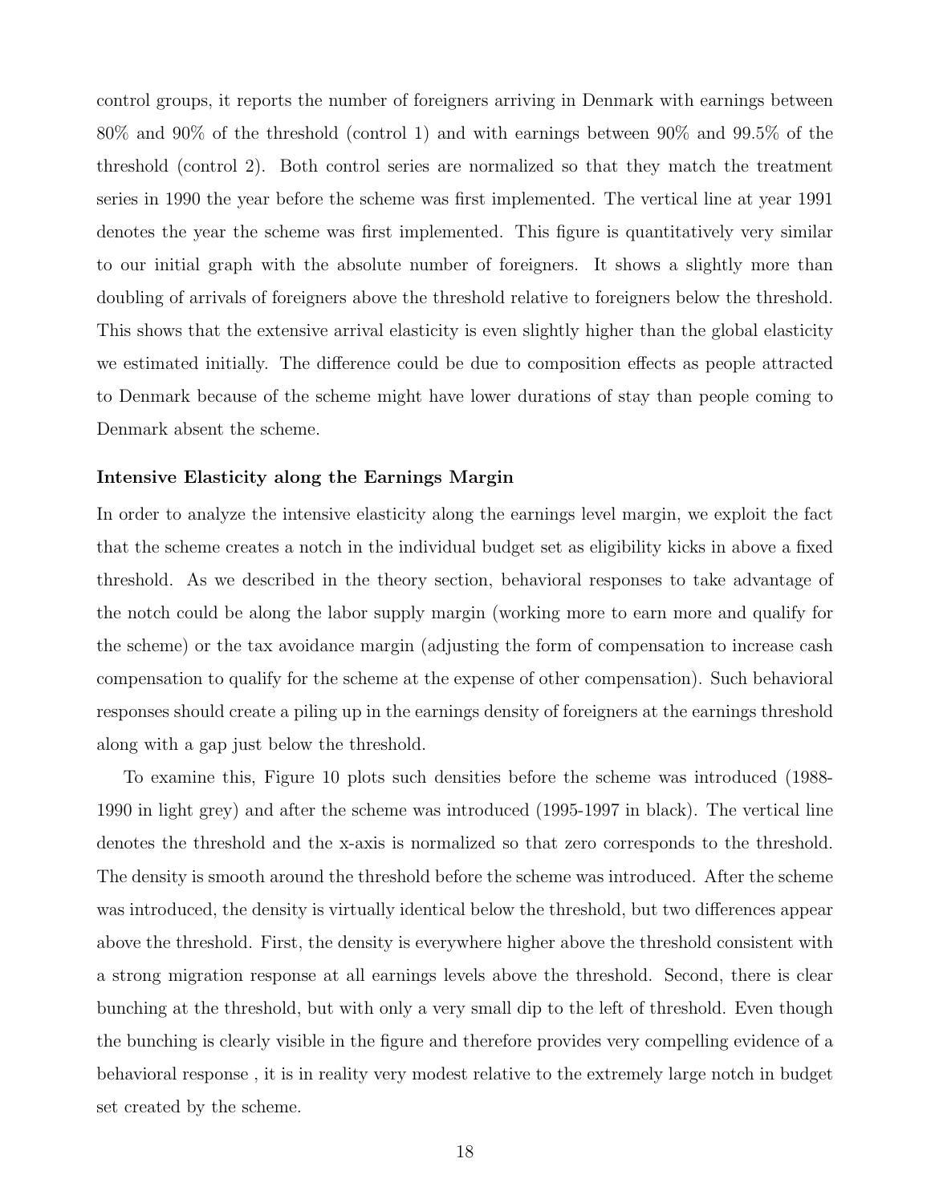control groups, it reports the number of foreigners arriving in Denmark with earnings between 80% and 90% of the threshold (control 1) and with earnings between 90% and 99.5% of the threshold (control 2). Both control series are normalized so that they match the treatment series in 1990 the year before the scheme was first implemented. The vertical line at year 1991 denotes the year the scheme was first implemented. This figure is quantitatively very similar to our initial graph with the absolute number of foreigners. It shows a slightly more than doubling of arrivals of foreigners above the threshold relative to foreigners below the threshold. This shows that the extensive arrival elasticity is even slightly higher than the global elasticity we estimated initially. The difference could be due to composition effects as people attracted to Denmark because of the scheme might have lower durations of stay than people coming to Denmark absent the scheme.

**Intensive Elasticity along the Earnings Margin**

In order to analyze the intensive elasticity along the earnings level margin, we exploit the fact that the scheme creates a notch in the individual budget set as eligibility kicks in above a fixed threshold. As we described in the theory section, behavioral responses to take advantage of the notch could be along the labor supply margin (working more to earn more and qualify for the scheme) or the tax avoidance margin (adjusting the form of compensation to increase cash compensation to qualify for the scheme at the expense of other compensation). Such behavioral responses should create a piling up in the earnings density of foreigners at the earnings threshold along with a gap just below the threshold.

To examine this, Figure 10 plots such densities before the scheme was introduced (1988-1990 in light grey) and after the scheme was introduced (1995-1997 in black). The vertical line denotes the threshold and the x-axis is normalized so that zero corresponds to the threshold. The density is smooth around the threshold before the scheme was introduced. After the scheme was introduced, the density is virtually identical below the threshold, but two differences appear above the threshold. First, the density is everywhere higher above the threshold consistent with a strong migration response at all earnings levels above the threshold. Second, there is clear bunching at the threshold, but with only a very small dip to the left of threshold. Even though the bunching is clearly visible in the figure and therefore provides very compelling evidence of a behavioral response , it is in reality very modest relative to the extremely large notch in budget set created by the scheme.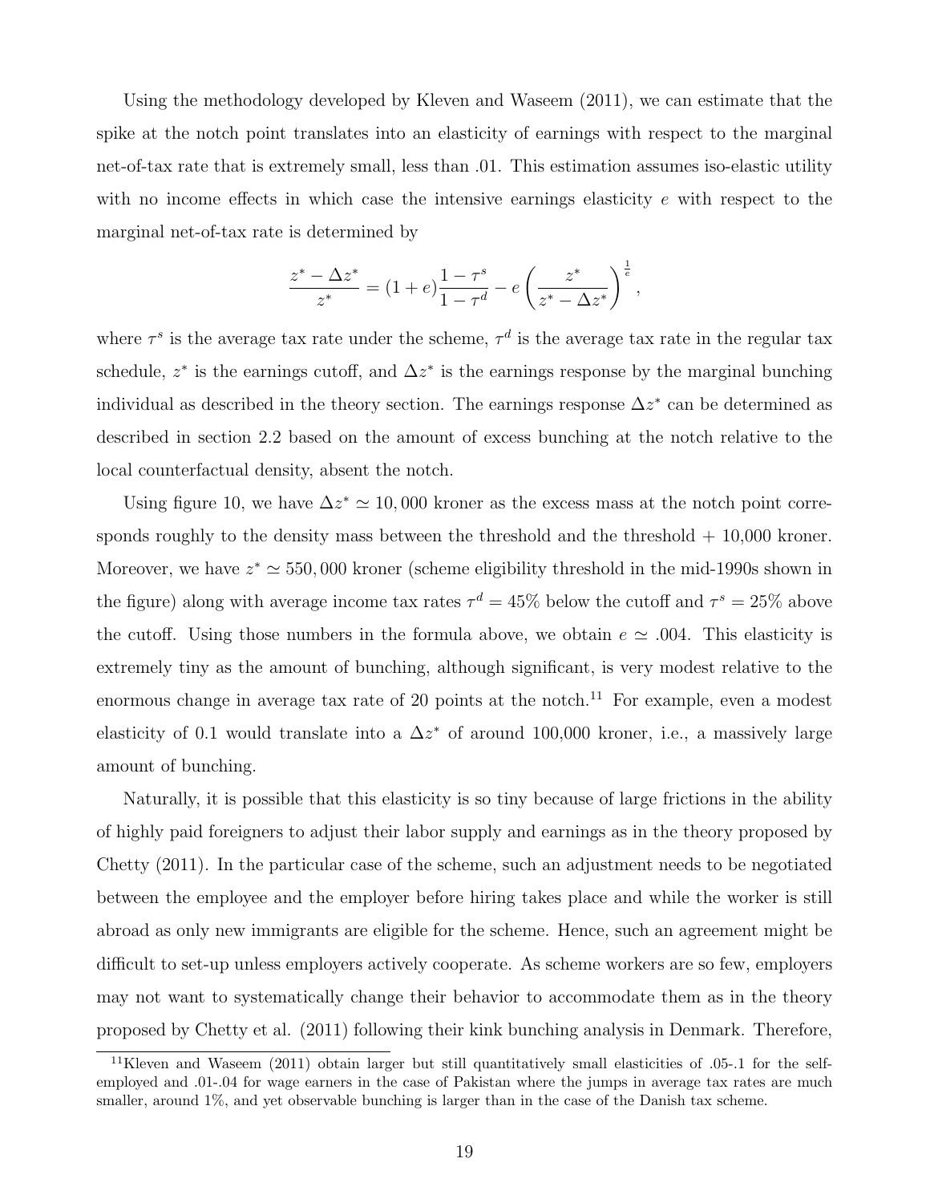Using the methodology developed by Kleven and Waseem (2011), we can estimate that the spike at the notch point translates into an elasticity of earnings with respect to the marginal net-of-tax rate that is extremely small, less than .01. This estimation assumes iso-elastic utility with no income effects in which case the intensive earnings elasticity $e$ with respect to the marginal net-of-tax rate is determined by

$$\frac{z^* - \Delta z^*}{z^*} = (1+e)\frac{1-\tau^s}{1-\tau^d} - e\left(\frac{z^*}{z^* - \Delta z^*}\right)^{\frac{1}{e}},$$

where $\tau^s$ is the average tax rate under the scheme, $\tau^d$ is the average tax rate in the regular tax schedule, $z^*$ is the earnings cutoff, and $\Delta z^*$ is the earnings response by the marginal bunching individual as described in the theory section. The earnings response $\Delta z^*$ can be determined as described in section 2.2 based on the amount of excess bunching at the notch relative to the local counterfactual density, absent the notch.

Using figure 10, we have $\Delta z^* \simeq 10,000$ kroner as the excess mass at the notch point corresponds roughly to the density mass between the threshold and the threshold + 10,000 kroner. Moreover, we have $z^* \simeq 550,000$ kroner (scheme eligibility threshold in the mid-1990s shown in the figure) along with average income tax rates $\tau^d = 45\%$ below the cutoff and $\tau^s = 25\%$ above the cutoff. Using those numbers in the formula above, we obtain $e \simeq .004$. This elasticity is extremely tiny as the amount of bunching, although significant, is very modest relative to the enormous change in average tax rate of 20 points at the notch.[11] For example, even a modest elasticity of 0.1 would translate into a $\Delta z^*$ of around 100,000 kroner, i.e., a massively large amount of bunching.

Naturally, it is possible that this elasticity is so tiny because of large frictions in the ability of highly paid foreigners to adjust their labor supply and earnings as in the theory proposed by Chetty (2011). In the particular case of the scheme, such an adjustment needs to be negotiated between the employee and the employer before hiring takes place and while the worker is still abroad as only new immigrants are eligible for the scheme. Hence, such an agreement might be difficult to set-up unless employers actively cooperate. As scheme workers are so few, employers may not want to systematically change their behavior to accommodate them as in the theory proposed by Chetty et al. (2011) following their kink bunching analysis in Denmark. Therefore,

[11]Kleven and Waseem (2011) obtain larger but still quantitatively small elasticities of .05-.1 for the self-employed and .01-.04 for wage earners in the case of Pakistan where the jumps in average tax rates are much smaller, around 1%, and yet observable bunching is larger than in the case of the Danish tax scheme.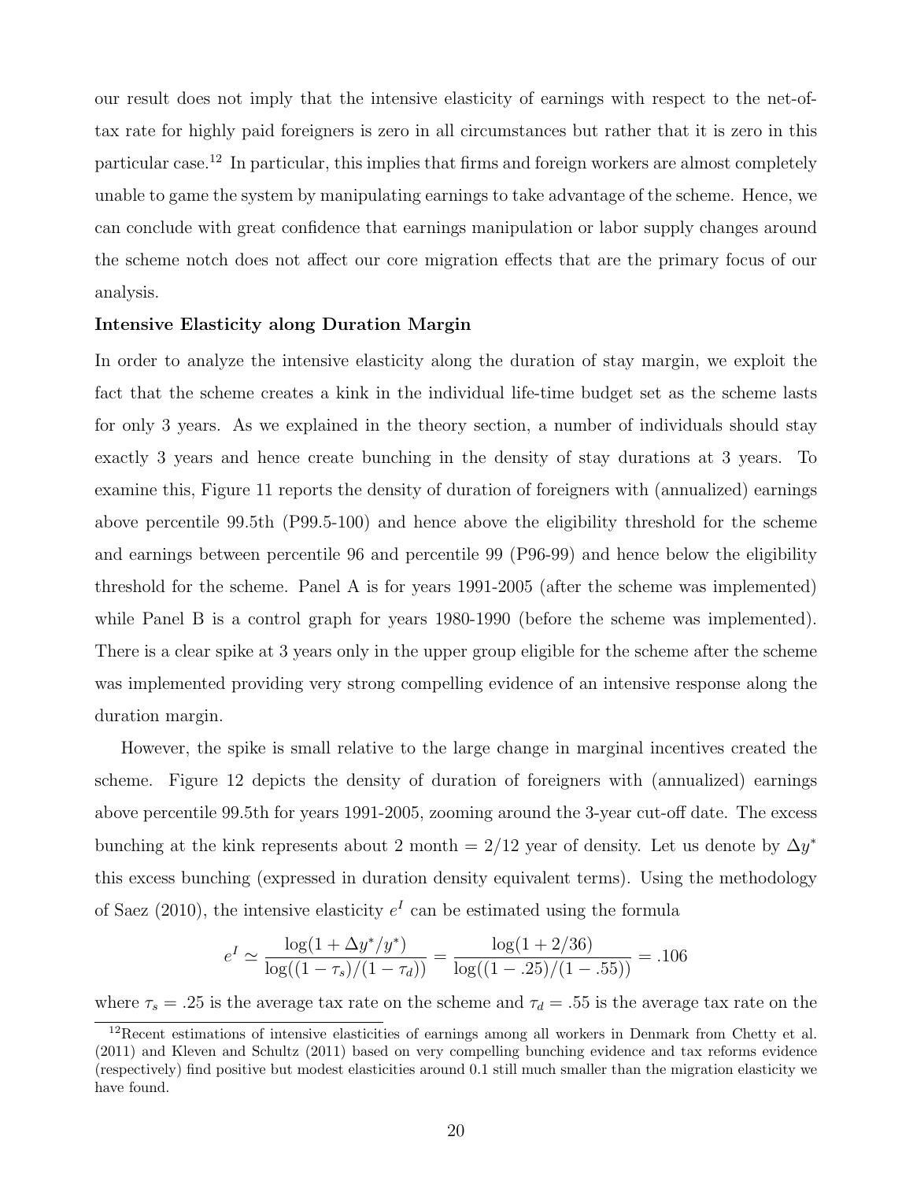our result does not imply that the intensive elasticity of earnings with respect to the net-of-tax rate for highly paid foreigners is zero in all circumstances but rather that it is zero in this particular case.[12] In particular, this implies that firms and foreign workers are almost completely unable to game the system by manipulating earnings to take advantage of the scheme. Hence, we can conclude with great confidence that earnings manipulation or labor supply changes around the scheme notch does not affect our core migration effects that are the primary focus of our analysis.

**Intensive Elasticity along Duration Margin**

In order to analyze the intensive elasticity along the duration of stay margin, we exploit the fact that the scheme creates a kink in the individual life-time budget set as the scheme lasts for only 3 years. As we explained in the theory section, a number of individuals should stay exactly 3 years and hence create bunching in the density of stay durations at 3 years. To examine this, Figure 11 reports the density of duration of foreigners with (annualized) earnings above percentile 99.5th (P99.5-100) and hence above the eligibility threshold for the scheme and earnings between percentile 96 and percentile 99 (P96-99) and hence below the eligibility threshold for the scheme. Panel A is for years 1991-2005 (after the scheme was implemented) while Panel B is a control graph for years 1980-1990 (before the scheme was implemented). There is a clear spike at 3 years only in the upper group eligible for the scheme after the scheme was implemented providing very strong compelling evidence of an intensive response along the duration margin.

However, the spike is small relative to the large change in marginal incentives created the scheme. Figure 12 depicts the density of duration of foreigners with (annualized) earnings above percentile 99.5th for years 1991-2005, zooming around the 3-year cut-off date. The excess bunching at the kink represents about 2 month = 2/12 year of density. Let us denote by $\Delta y^*$ this excess bunching (expressed in duration density equivalent terms). Using the methodology of Saez (2010), the intensive elasticity $e^I$ can be estimated using the formula

$$e^I \simeq \frac{\log(1 + \Delta y^*/y^*)}{\log((1-\tau_s)/(1-\tau_d))} = \frac{\log(1 + 2/36)}{\log((1-.25)/(1-.55))} = .106$$

where $\tau_s = .25$ is the average tax rate on the scheme and $\tau_d = .55$ is the average tax rate on the

[12] Recent estimations of intensive elasticities of earnings among all workers in Denmark from Chetty et al. (2011) and Kleven and Schultz (2011) based on very compelling bunching evidence and tax reforms evidence (respectively) find positive but modest elasticities around 0.1 still much smaller than the migration elasticity we have found.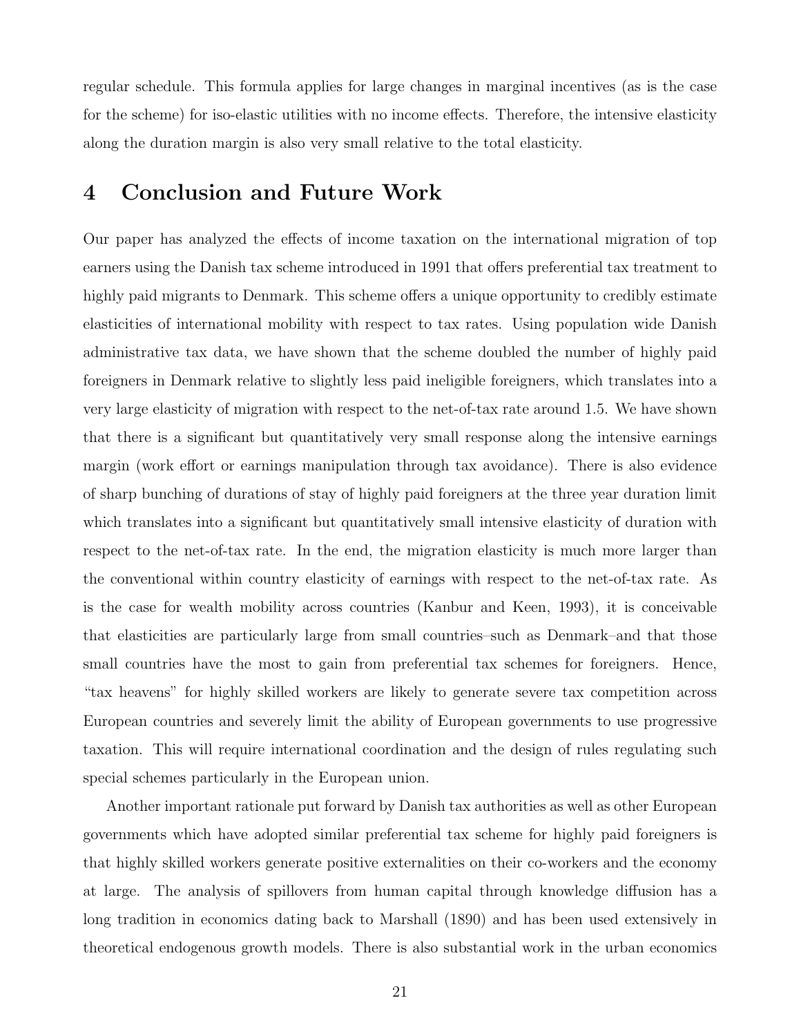regular schedule. This formula applies for large changes in marginal incentives (as is the case for the scheme) for iso-elastic utilities with no income effects. Therefore, the intensive elasticity along the duration margin is also very small relative to the total elasticity.

# 4 Conclusion and Future Work

Our paper has analyzed the effects of income taxation on the international migration of top earners using the Danish tax scheme introduced in 1991 that offers preferential tax treatment to highly paid migrants to Denmark. This scheme offers a unique opportunity to credibly estimate elasticities of international mobility with respect to tax rates. Using population wide Danish administrative tax data, we have shown that the scheme doubled the number of highly paid foreigners in Denmark relative to slightly less paid ineligible foreigners, which translates into a very large elasticity of migration with respect to the net-of-tax rate around 1.5. We have shown that there is a significant but quantitatively very small response along the intensive earnings margin (work effort or earnings manipulation through tax avoidance). There is also evidence of sharp bunching of durations of stay of highly paid foreigners at the three year duration limit which translates into a significant but quantitatively small intensive elasticity of duration with respect to the net-of-tax rate. In the end, the migration elasticity is much more larger than the conventional within country elasticity of earnings with respect to the net-of-tax rate. As is the case for wealth mobility across countries (Kanbur and Keen, 1993), it is conceivable that elasticities are particularly large from small countries–such as Denmark–and that those small countries have the most to gain from preferential tax schemes for foreigners. Hence, "tax heavens" for highly skilled workers are likely to generate severe tax competition across European countries and severely limit the ability of European governments to use progressive taxation. This will require international coordination and the design of rules regulating such special schemes particularly in the European union.

Another important rationale put forward by Danish tax authorities as well as other European governments which have adopted similar preferential tax scheme for highly paid foreigners is that highly skilled workers generate positive externalities on their co-workers and the economy at large. The analysis of spillovers from human capital through knowledge diffusion has a long tradition in economics dating back to Marshall (1890) and has been used extensively in theoretical endogenous growth models. There is also substantial work in the urban economics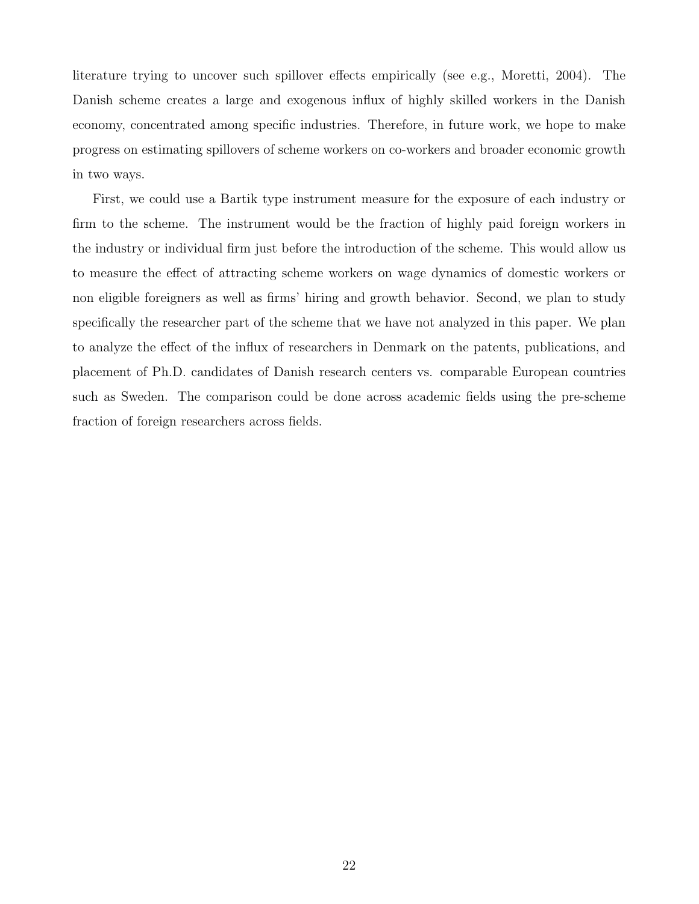literature trying to uncover such spillover effects empirically (see e.g., Moretti, 2004). The Danish scheme creates a large and exogenous influx of highly skilled workers in the Danish economy, concentrated among specific industries. Therefore, in future work, we hope to make progress on estimating spillovers of scheme workers on co-workers and broader economic growth in two ways.

First, we could use a Bartik type instrument measure for the exposure of each industry or firm to the scheme. The instrument would be the fraction of highly paid foreign workers in the industry or individual firm just before the introduction of the scheme. This would allow us to measure the effect of attracting scheme workers on wage dynamics of domestic workers or non eligible foreigners as well as firms' hiring and growth behavior. Second, we plan to study specifically the researcher part of the scheme that we have not analyzed in this paper. We plan to analyze the effect of the influx of researchers in Denmark on the patents, publications, and placement of Ph.D. candidates of Danish research centers vs. comparable European countries such as Sweden. The comparison could be done across academic fields using the pre-scheme fraction of foreign researchers across fields.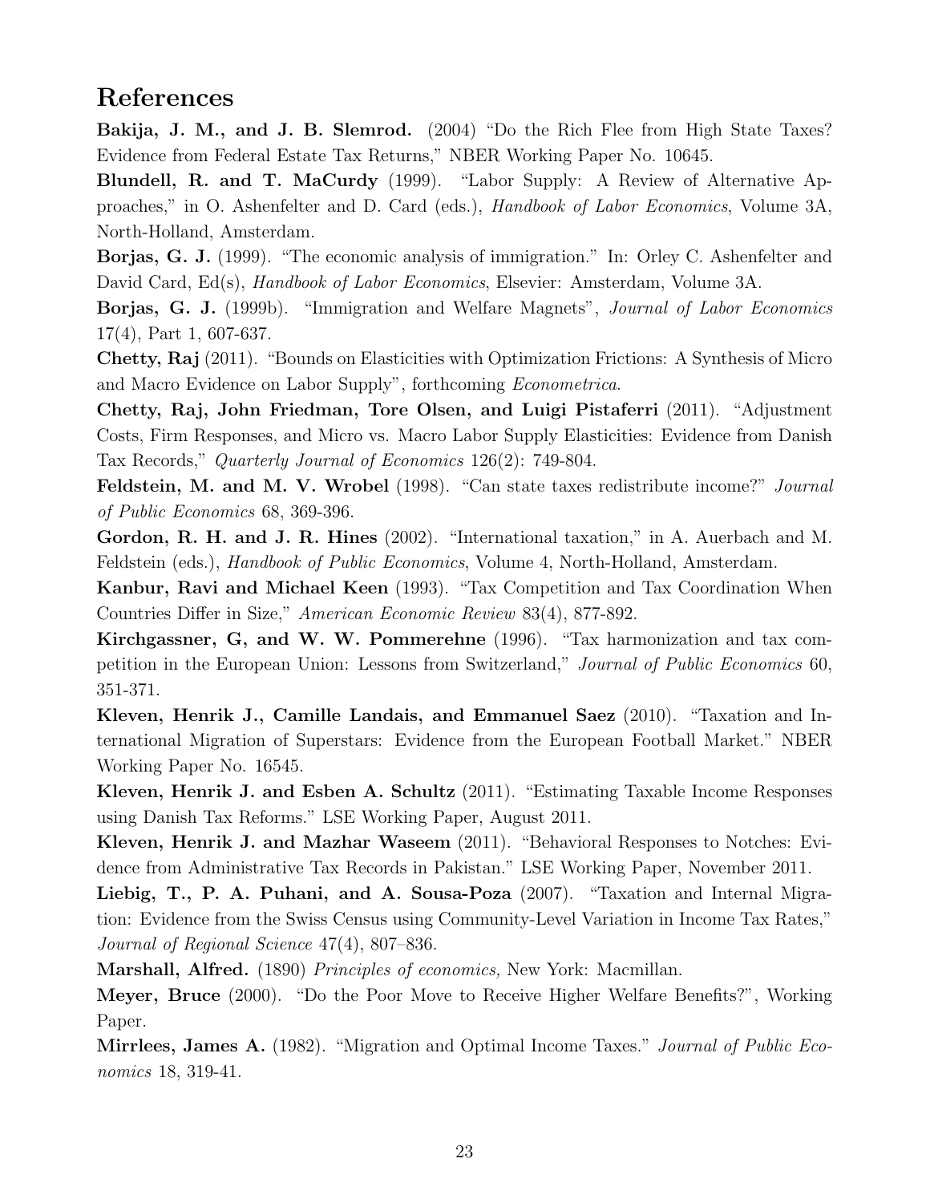# References

**Bakija, J. M., and J. B. Slemrod.** (2004) "Do the Rich Flee from High State Taxes? Evidence from Federal Estate Tax Returns," NBER Working Paper No. 10645.

**Blundell, R. and T. MaCurdy** (1999). "Labor Supply: A Review of Alternative Approaches," in O. Ashenfelter and D. Card (eds.), *Handbook of Labor Economics*, Volume 3A, North-Holland, Amsterdam.

**Borjas, G. J.** (1999). "The economic analysis of immigration." In: Orley C. Ashenfelter and David Card, Ed(s), *Handbook of Labor Economics*, Elsevier: Amsterdam, Volume 3A.

**Borjas, G. J.** (1999b). "Immigration and Welfare Magnets", *Journal of Labor Economics* 17(4), Part 1, 607-637.

**Chetty, Raj** (2011). "Bounds on Elasticities with Optimization Frictions: A Synthesis of Micro and Macro Evidence on Labor Supply", forthcoming *Econometrica*.

**Chetty, Raj, John Friedman, Tore Olsen, and Luigi Pistaferri** (2011). "Adjustment Costs, Firm Responses, and Micro vs. Macro Labor Supply Elasticities: Evidence from Danish Tax Records," *Quarterly Journal of Economics* 126(2): 749-804.

**Feldstein, M. and M. V. Wrobel** (1998). "Can state taxes redistribute income?" *Journal of Public Economics* 68, 369-396.

**Gordon, R. H. and J. R. Hines** (2002). "International taxation," in A. Auerbach and M. Feldstein (eds.), *Handbook of Public Economics*, Volume 4, North-Holland, Amsterdam.

**Kanbur, Ravi and Michael Keen** (1993). "Tax Competition and Tax Coordination When Countries Differ in Size," *American Economic Review* 83(4), 877-892.

**Kirchgassner, G, and W. W. Pommerehne** (1996). "Tax harmonization and tax competition in the European Union: Lessons from Switzerland," *Journal of Public Economics* 60, 351-371.

**Kleven, Henrik J., Camille Landais, and Emmanuel Saez** (2010). "Taxation and International Migration of Superstars: Evidence from the European Football Market." NBER Working Paper No. 16545.

**Kleven, Henrik J. and Esben A. Schultz** (2011). "Estimating Taxable Income Responses using Danish Tax Reforms." LSE Working Paper, August 2011.

**Kleven, Henrik J. and Mazhar Waseem** (2011). "Behavioral Responses to Notches: Evidence from Administrative Tax Records in Pakistan." LSE Working Paper, November 2011.

**Liebig, T., P. A. Puhani, and A. Sousa-Poza** (2007). "Taxation and Internal Migration: Evidence from the Swiss Census using Community-Level Variation in Income Tax Rates," *Journal of Regional Science* 47(4), 807–836.

**Marshall, Alfred.** (1890) *Principles of economics,* New York: Macmillan.

**Meyer, Bruce** (2000). "Do the Poor Move to Receive Higher Welfare Benefits?", Working Paper.

**Mirrlees, James A.** (1982). "Migration and Optimal Income Taxes." *Journal of Public Economics* 18, 319-41.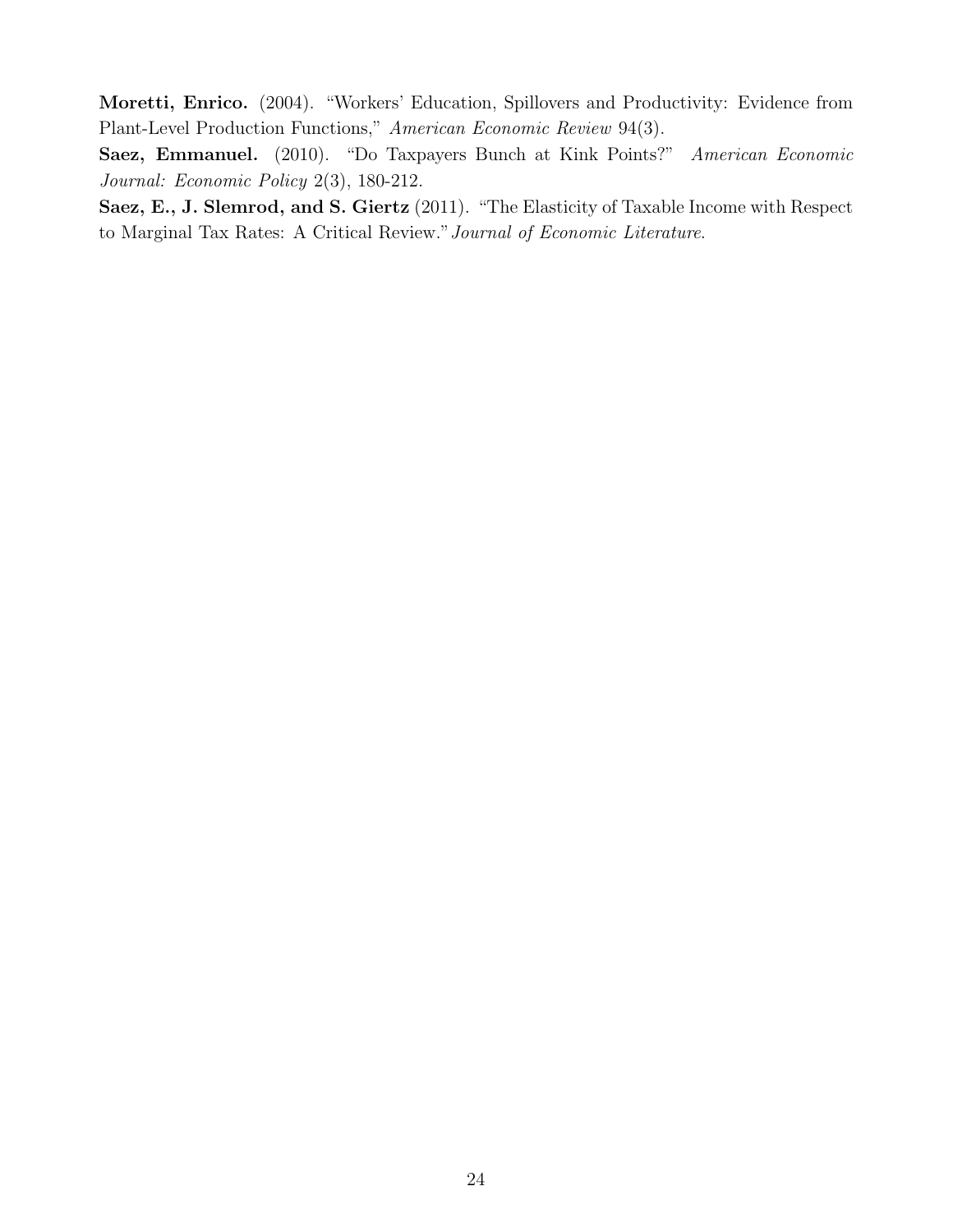**Moretti, Enrico.** (2004). "Workers' Education, Spillovers and Productivity: Evidence from Plant-Level Production Functions," *American Economic Review* 94(3).

**Saez, Emmanuel.** (2010). "Do Taxpayers Bunch at Kink Points?" *American Economic Journal: Economic Policy* 2(3), 180-212.

**Saez, E., J. Slemrod, and S. Giertz** (2011). "The Elasticity of Taxable Income with Respect to Marginal Tax Rates: A Critical Review." *Journal of Economic Literature*.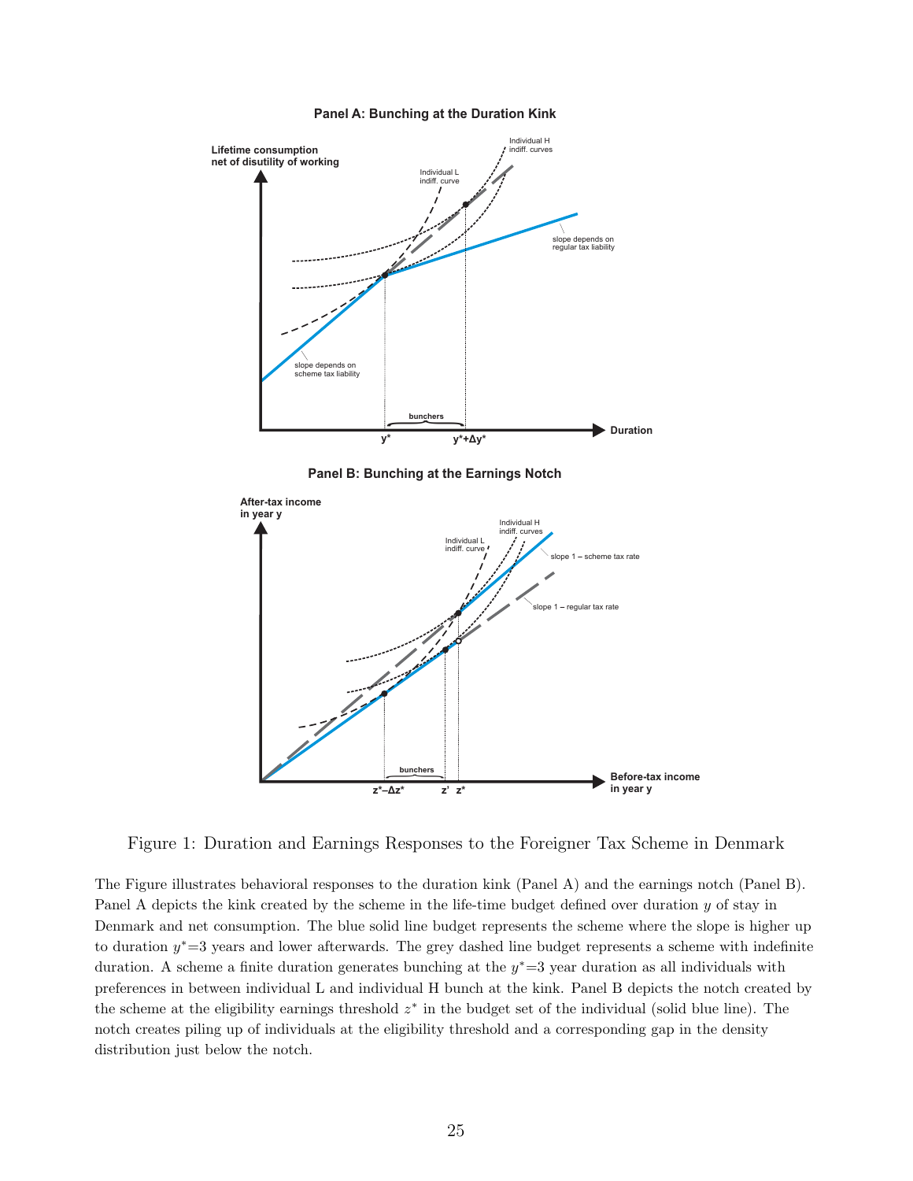Figure 1: Duration and Earnings Responses to the Foreigner Tax Scheme in Denmark

The Figure illustrates behavioral responses to the duration kink (Panel A) and the earnings notch (Panel B). Panel A depicts the kink created by the scheme in the life-time budget defined over duration $y$ of stay in Denmark and net consumption. The blue solid line budget represents the scheme where the slope is higher up to duration $y^*$=3 years and lower afterwards. The grey dashed line budget represents a scheme with indefinite duration. A scheme a finite duration generates bunching at the $y^*$=3 year duration as all individuals with preferences in between individual L and individual H bunch at the kink. Panel B depicts the notch created by the scheme at the eligibility earnings threshold $z^*$ in the budget set of the individual (solid blue line). The notch creates piling up of individuals at the eligibility threshold and a corresponding gap in the density distribution just below the notch.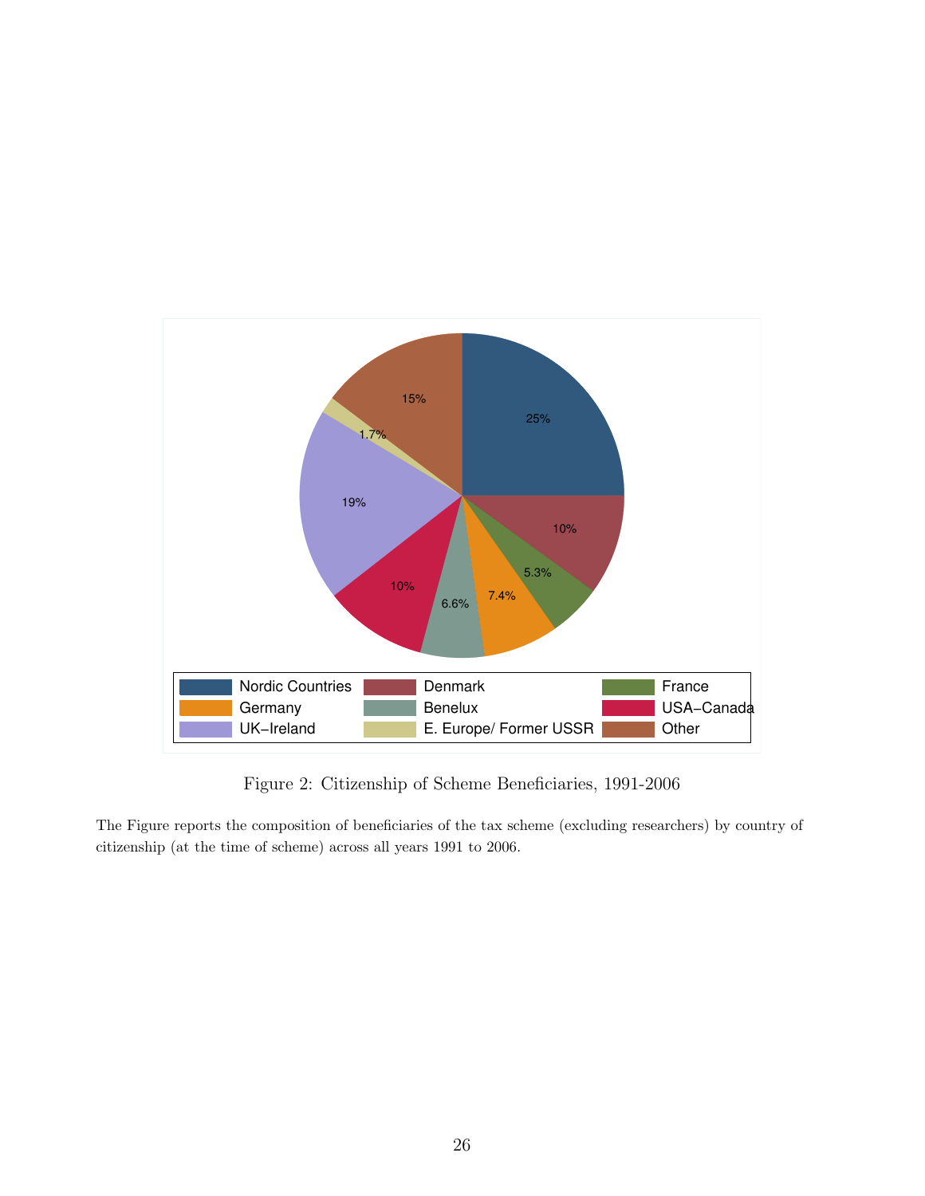Figure 2: Citizenship of Scheme Beneficiaries, 1991-2006

The Figure reports the composition of beneficiaries of the tax scheme (excluding researchers) by country of citizenship (at the time of scheme) across all years 1991 to 2006.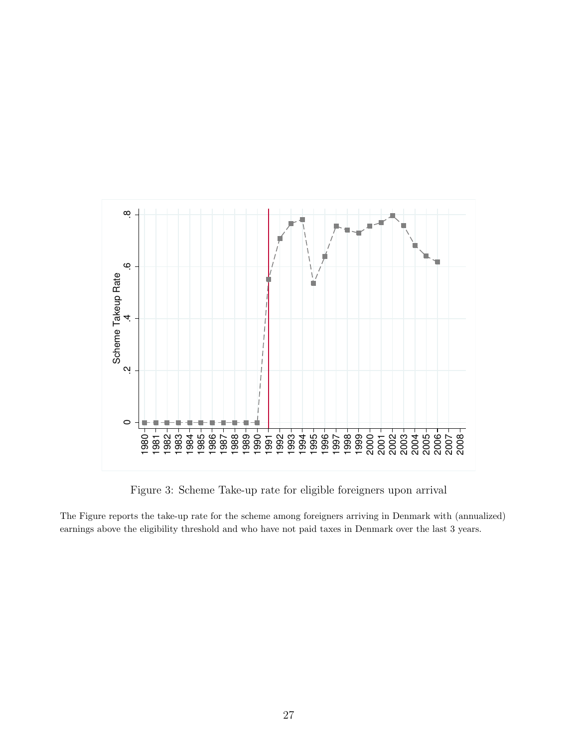Figure 3: Scheme Take-up rate for eligible foreigners upon arrival

The Figure reports the take-up rate for the scheme among foreigners arriving in Denmark with (annualized) earnings above the eligibility threshold and who have not paid taxes in Denmark over the last 3 years.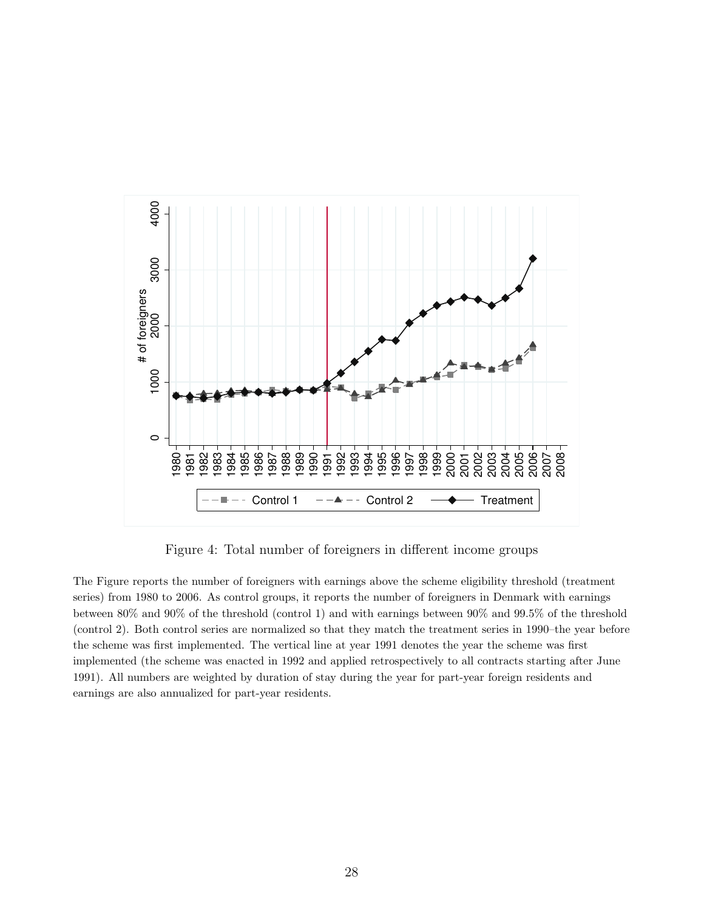Figure 4: Total number of foreigners in different income groups

The Figure reports the number of foreigners with earnings above the scheme eligibility threshold (treatment series) from 1980 to 2006. As control groups, it reports the number of foreigners in Denmark with earnings between 80% and 90% of the threshold (control 1) and with earnings between 90% and 99.5% of the threshold (control 2). Both control series are normalized so that they match the treatment series in 1990–the year before the scheme was first implemented. The vertical line at year 1991 denotes the year the scheme was first implemented (the scheme was enacted in 1992 and applied retrospectively to all contracts starting after June 1991). All numbers are weighted by duration of stay during the year for part-year foreign residents and earnings are also annualized for part-year residents.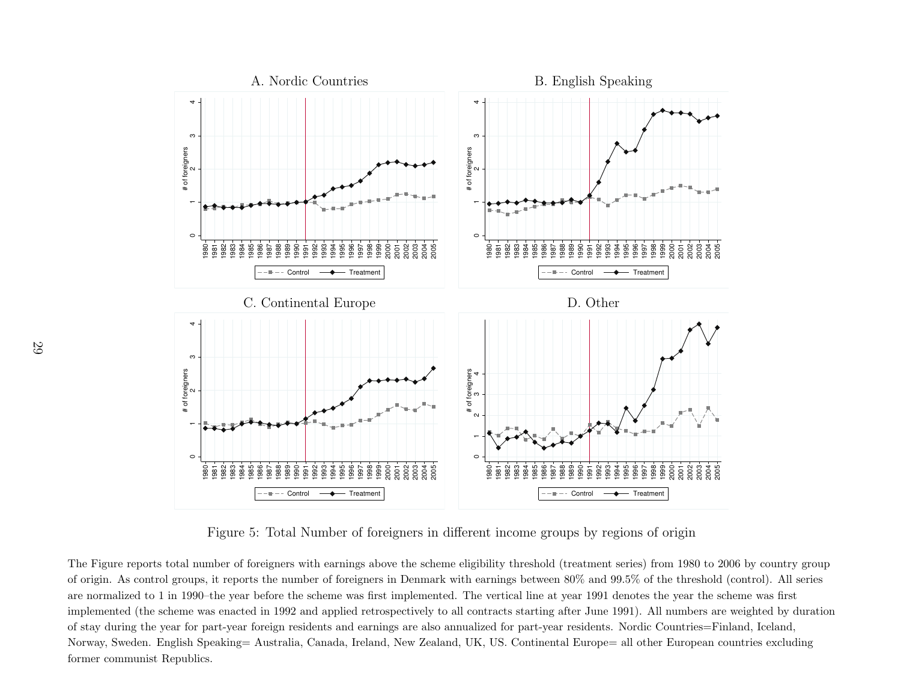A. Nordic Countries

B. English Speaking

C. Continental Europe

D. Other

Figure 5: Total Number of foreigners in different income groups by regions of origin

The Figure reports total number of foreigners with earnings above the scheme eligibility threshold (treatment series) from 1980 to 2006 by country group of origin. As control groups, it reports the number of foreigners in Denmark with earnings between 80% and 99.5% of the threshold (control). All series are normalized to 1 in 1990–the year before the scheme was first implemented. The vertical line at year 1991 denotes the year the scheme was first implemented (the scheme was enacted in 1992 and applied retrospectively to all contracts starting after June 1991). All numbers are weighted by duration of stay during the year for part-year foreign residents and earnings are also annualized for part-year residents. Nordic Countries=Finland, Iceland, Norway, Sweden. English Speaking= Australia, Canada, Ireland, New Zealand, UK, US. Continental Europe= all other European countries excluding former communist Republics.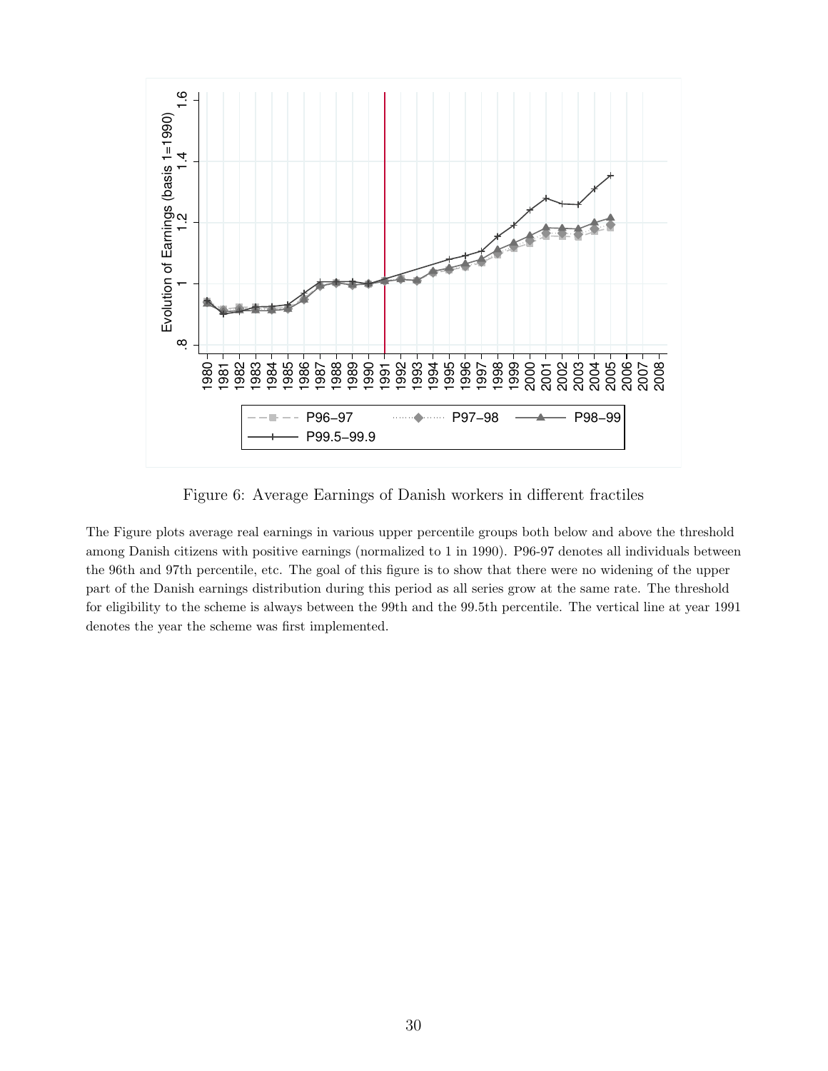Figure 6: Average Earnings of Danish workers in different fractiles

The Figure plots average real earnings in various upper percentile groups both below and above the threshold among Danish citizens with positive earnings (normalized to 1 in 1990). P96-97 denotes all individuals between the 96th and 97th percentile, etc. The goal of this figure is to show that there were no widening of the upper part of the Danish earnings distribution during this period as all series grow at the same rate. The threshold for eligibility to the scheme is always between the 99th and the 99.5th percentile. The vertical line at year 1991 denotes the year the scheme was first implemented.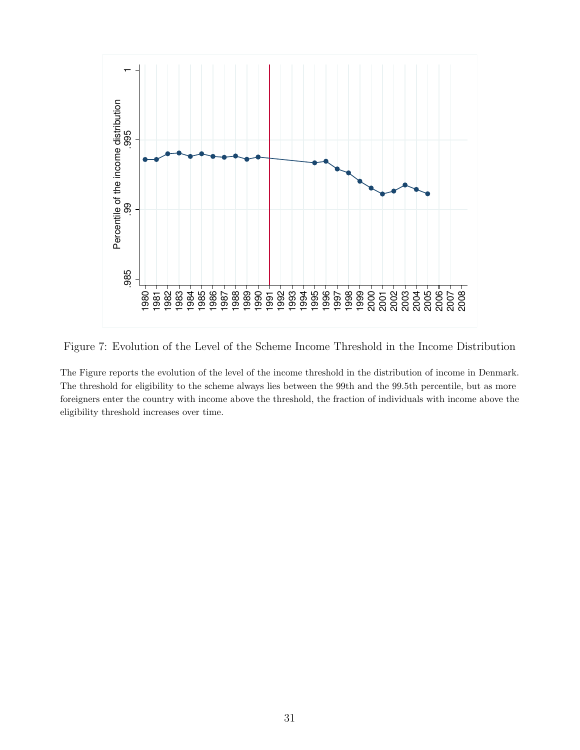Figure 7: Evolution of the Level of the Scheme Income Threshold in the Income Distribution

The Figure reports the evolution of the level of the income threshold in the distribution of income in Denmark. The threshold for eligibility to the scheme always lies between the 99th and the 99.5th percentile, but as more foreigners enter the country with income above the threshold, the fraction of individuals with income above the eligibility threshold increases over time.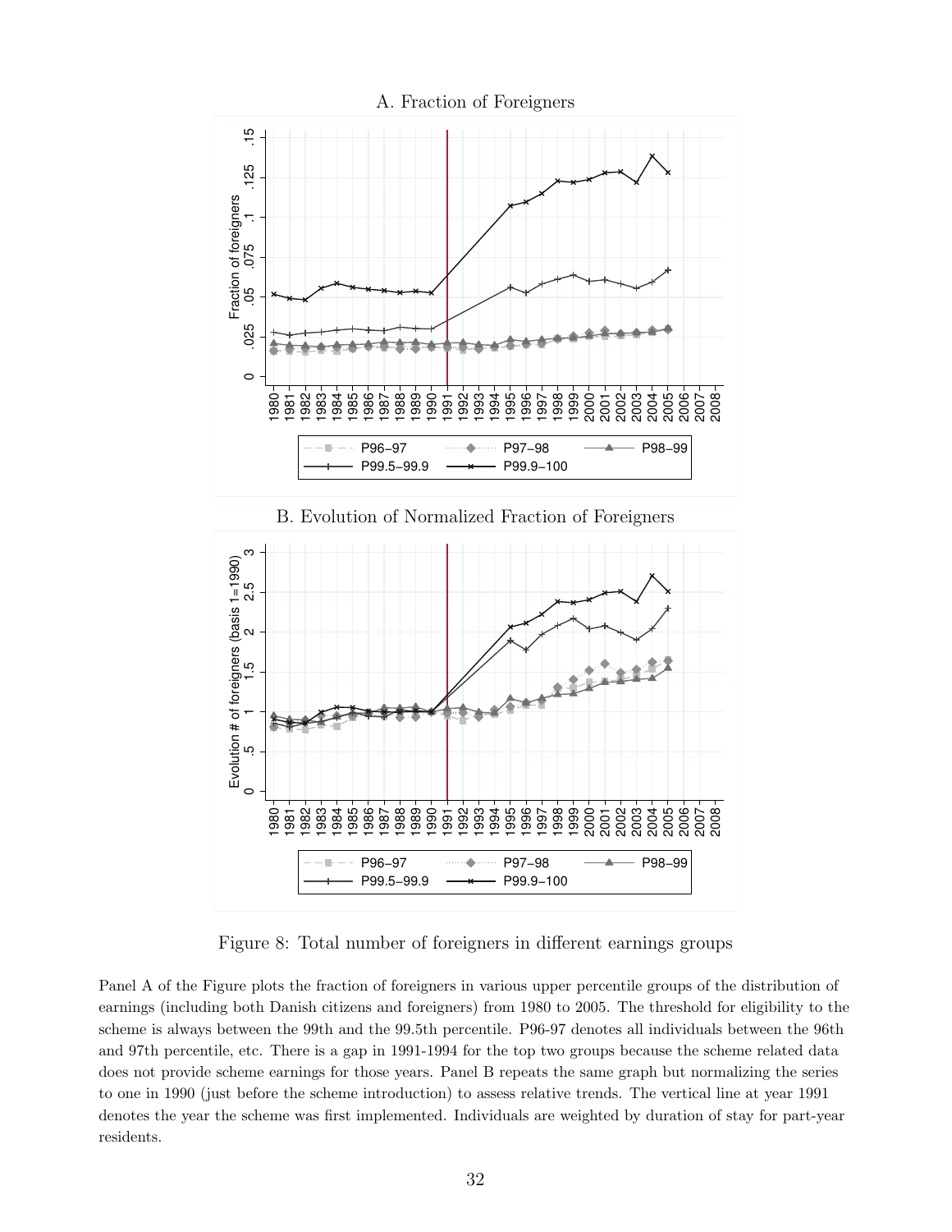A. Fraction of Foreigners

B. Evolution of Normalized Fraction of Foreigners

Figure 8: Total number of foreigners in different earnings groups

Panel A of the Figure plots the fraction of foreigners in various upper percentile groups of the distribution of earnings (including both Danish citizens and foreigners) from 1980 to 2005. The threshold for eligibility to the scheme is always between the 99th and the 99.5th percentile. P96-97 denotes all individuals between the 96th and 97th percentile, etc. There is a gap in 1991-1994 for the top two groups because the scheme related data does not provide scheme earnings for those years. Panel B repeats the same graph but normalizing the series to one in 1990 (just before the scheme introduction) to assess relative trends. The vertical line at year 1991 denotes the year the scheme was first implemented. Individuals are weighted by duration of stay for part-year residents.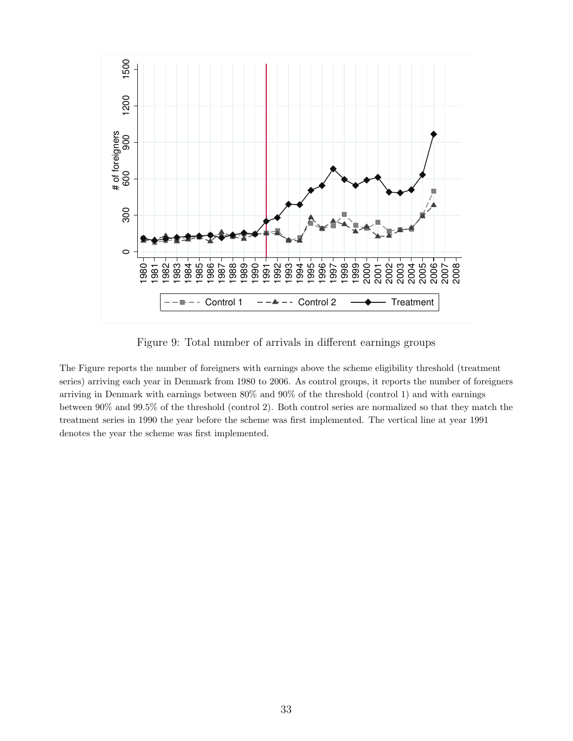Figure 9: Total number of arrivals in different earnings groups

The Figure reports the number of foreigners with earnings above the scheme eligibility threshold (treatment series) arriving each year in Denmark from 1980 to 2006. As control groups, it reports the number of foreigners arriving in Denmark with earnings between 80% and 90% of the threshold (control 1) and with earnings between 90% and 99.5% of the threshold (control 2). Both control series are normalized so that they match the treatment series in 1990 the year before the scheme was first implemented. The vertical line at year 1991 denotes the year the scheme was first implemented.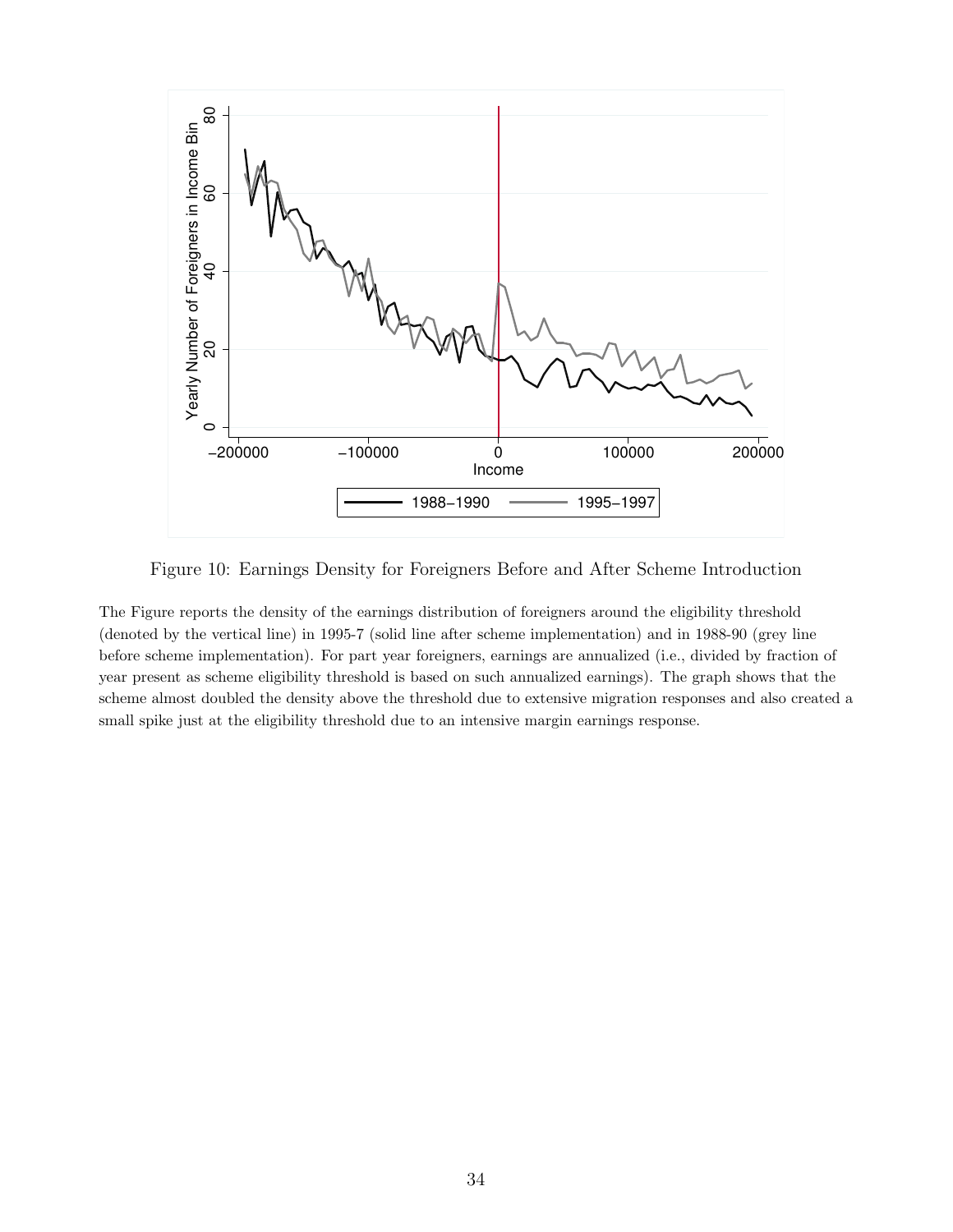Figure 10: Earnings Density for Foreigners Before and After Scheme Introduction

The Figure reports the density of the earnings distribution of foreigners around the eligibility threshold (denoted by the vertical line) in 1995-7 (solid line after scheme implementation) and in 1988-90 (grey line before scheme implementation). For part year foreigners, earnings are annualized (i.e., divided by fraction of year present as scheme eligibility threshold is based on such annualized earnings). The graph shows that the scheme almost doubled the density above the threshold due to extensive migration responses and also created a small spike just at the eligibility threshold due to an intensive margin earnings response.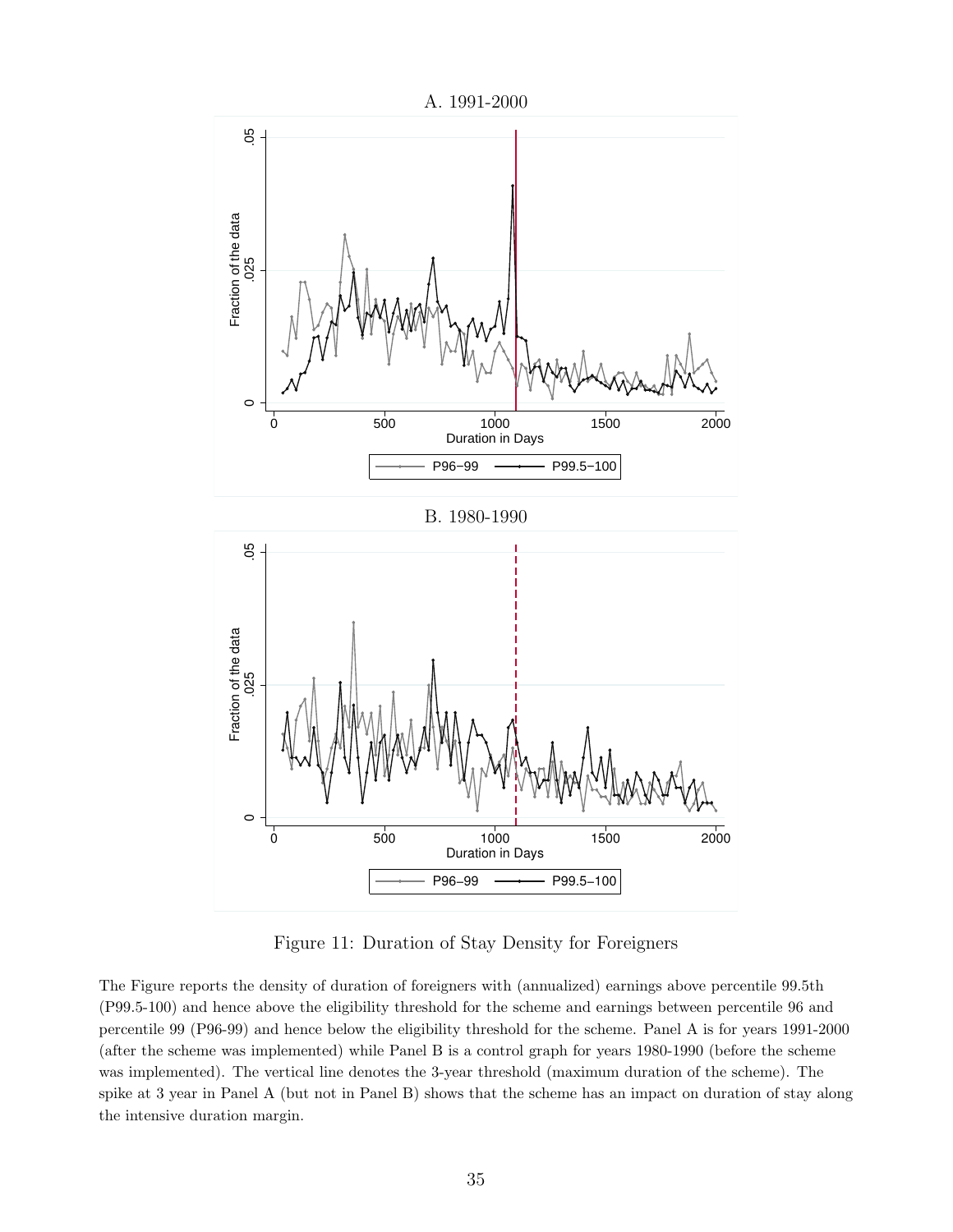Figure 11: Duration of Stay Density for Foreigners

The Figure reports the density of duration of foreigners with (annualized) earnings above percentile 99.5th (P99.5-100) and hence above the eligibility threshold for the scheme and earnings between percentile 96 and percentile 99 (P96-99) and hence below the eligibility threshold for the scheme. Panel A is for years 1991-2000 (after the scheme was implemented) while Panel B is a control graph for years 1980-1990 (before the scheme was implemented). The vertical line denotes the 3-year threshold (maximum duration of the scheme). The spike at 3 year in Panel A (but not in Panel B) shows that the scheme has an impact on duration of stay along the intensive duration margin.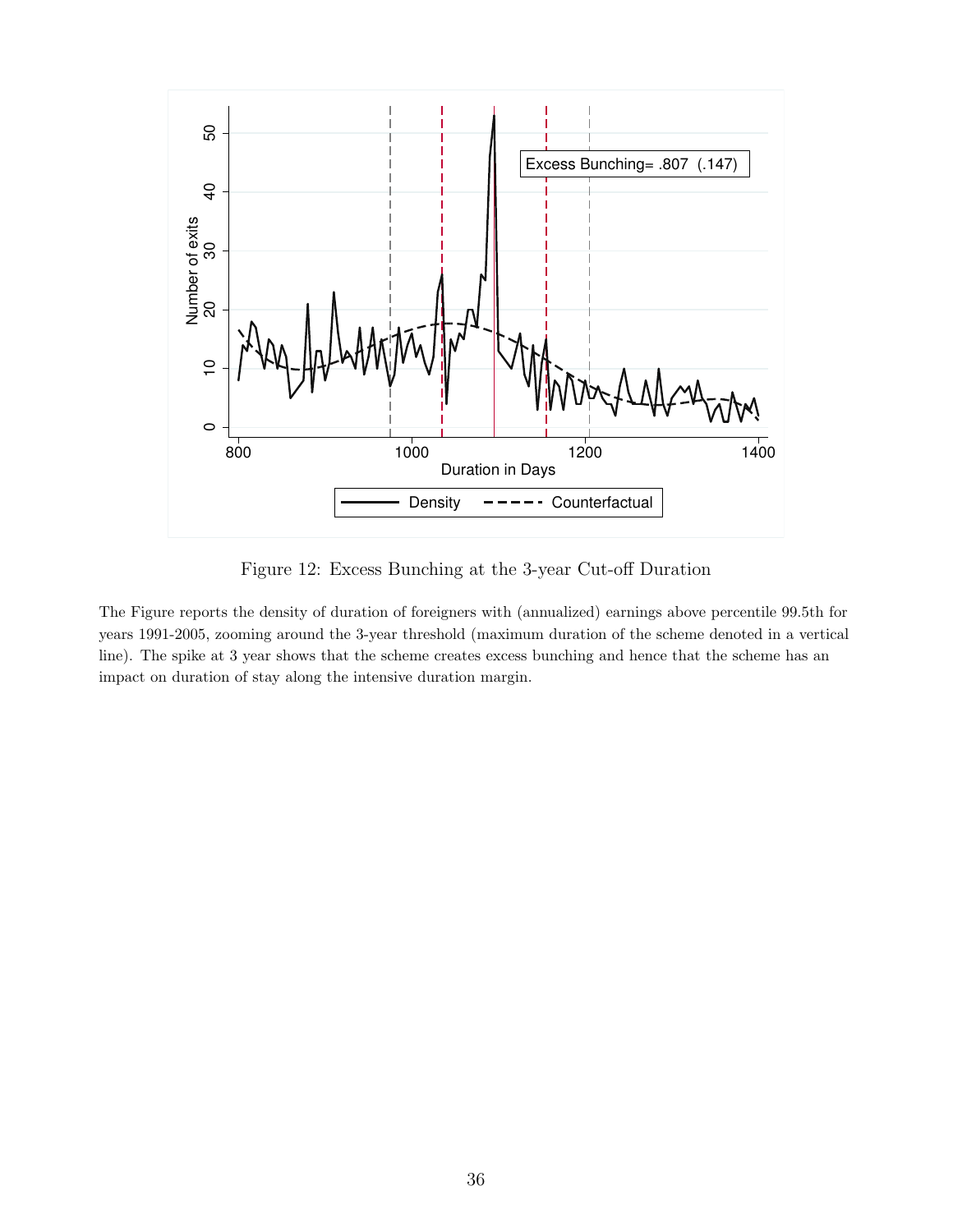Figure 12: Excess Bunching at the 3-year Cut-off Duration

The Figure reports the density of duration of foreigners with (annualized) earnings above percentile 99.5th for years 1991-2005, zooming around the 3-year threshold (maximum duration of the scheme denoted in a vertical line). The spike at 3 year shows that the scheme creates excess bunching and hence that the scheme has an impact on duration of stay along the intensive duration margin.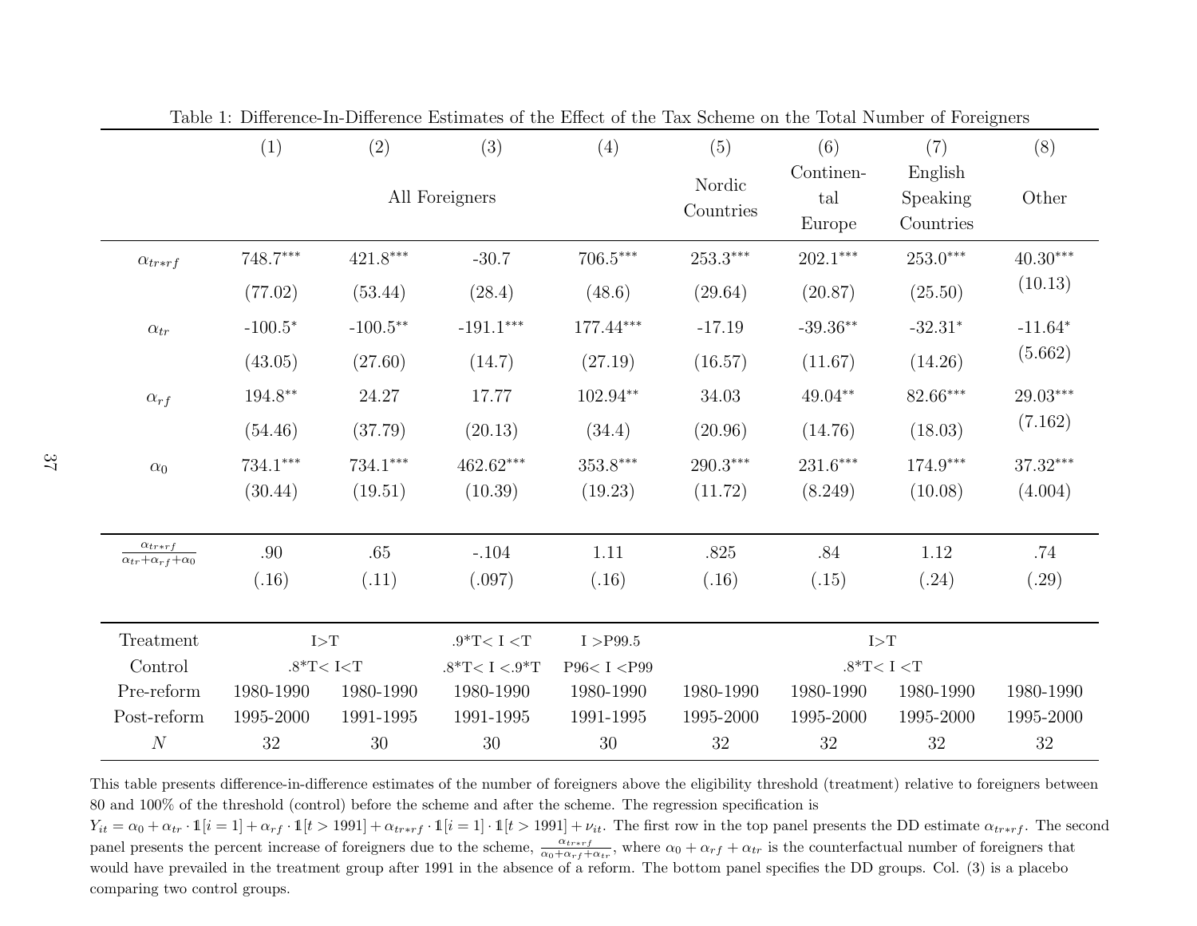Table 1: Difference-In-Difference Estimates of the Effect of the Tax Scheme on the Total Number of Foreigners

| | (1) | (2) | (3) | (4) | (5) | (6) | (7) | (8) |
|---|---|---|---|---|---|---|---|---|
| | All Foreigners | | | | Nordic Countries | Continental Europe | English Speaking Countries | Other |
| $\alpha_{tr*rf}$ | 748.7*** | 421.8*** | -30.7 | 706.5*** | 253.3*** | 202.1*** | 253.0*** | 40.30*** |
| | (77.02) | (53.44) | (28.4) | (48.6) | (29.64) | (20.87) | (25.50) | (10.13) |
| $\alpha_{tr}$ | -100.5* | -100.5** | -191.1*** | 177.44*** | -17.19 | -39.36** | -32.31* | -11.64* |
| | (43.05) | (27.60) | (14.7) | (27.19) | (16.57) | (11.67) | (14.26) | (5.662) |
| $\alpha_{rf}$ | 194.8** | 24.27 | 17.77 | 102.94** | 34.03 | 49.04** | 82.66*** | 29.03*** |
| | (54.46) | (37.79) | (20.13) | (34.4) | (20.96) | (14.76) | (18.03) | (7.162) |
| $\alpha_0$ | 734.1*** | 734.1*** | 462.62*** | 353.8*** | 290.3*** | 231.6*** | 174.9*** | 37.32*** |
| | (30.44) | (19.51) | (10.39) | (19.23) | (11.72) | (8.249) | (10.08) | (4.004) |
| $\frac{\alpha_{tr*rf}}{\alpha_{tr}+\alpha_{rf}+\alpha_0}$ | .90 | .65 | -.104 | 1.11 | .825 | .84 | 1.12 | .74 |
| | (.16) | (.11) | (.097) | (.16) | (.16) | (.15) | (.24) | (.29) |
| Treatment | I>T | | .9*T< I <T | I >P99.5 | I>T | | | |
| Control | .8*T< I<T | | .8*T< I <.9*T | P96< I <P99 | .8*T< I <T | | | |
| Pre-reform | 1980-1990 | 1980-1990 | 1980-1990 | 1980-1990 | 1980-1990 | 1980-1990 | 1980-1990 | 1980-1990 |
| Post-reform | 1995-2000 | 1991-1995 | 1991-1995 | 1991-1995 | 1995-2000 | 1995-2000 | 1995-2000 | 1995-2000 |
| $N$ | 32 | 30 | 30 | 30 | 32 | 32 | 32 | 32 |

This table presents difference-in-difference estimates of the number of foreigners above the eligibility threshold (treatment) relative to foreigners between 80 and 100% of the threshold (control) before the scheme and after the scheme. The regression specification is $Y_{it} = \alpha_0 + \alpha_{tr} \cdot \mathbb{1}[i = 1] + \alpha_{rf} \cdot \mathbb{1}[t > 1991] + \alpha_{tr*rf} \cdot \mathbb{1}[i = 1] \cdot \mathbb{1}[t > 1991] + \nu_{it}$. The first row in the top panel presents the DD estimate $\alpha_{tr*rf}$. The second panel presents the percent increase of foreigners due to the scheme, $\frac{\alpha_{tr*rf}}{\alpha_0+\alpha_{rf}+\alpha_{tr}}$, where $\alpha_0 + \alpha_{rf} + \alpha_{tr}$ is the counterfactual number of foreigners that would have prevailed in the treatment group after 1991 in the absence of a reform. The bottom panel specifies the DD groups. Col. (3) is a placebo comparing two control groups.